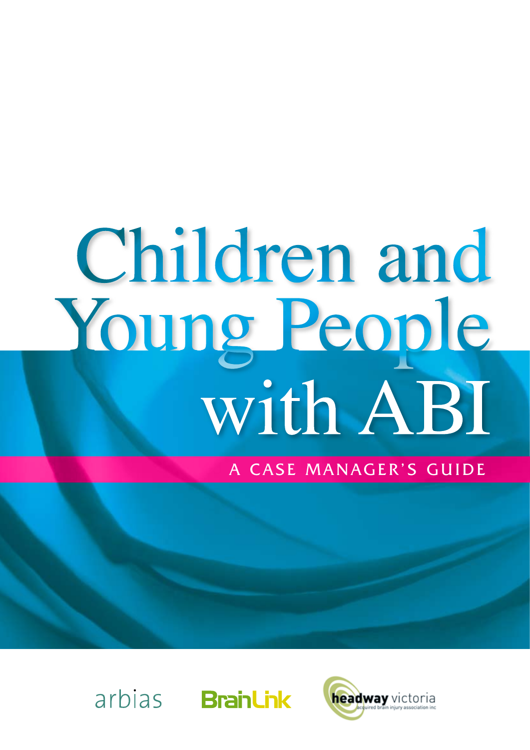# Children and Young People with ABI

## A CASE MANAGER'S GUIDE

arbias

BrainLink

headway victoria
acquired brain injury association inc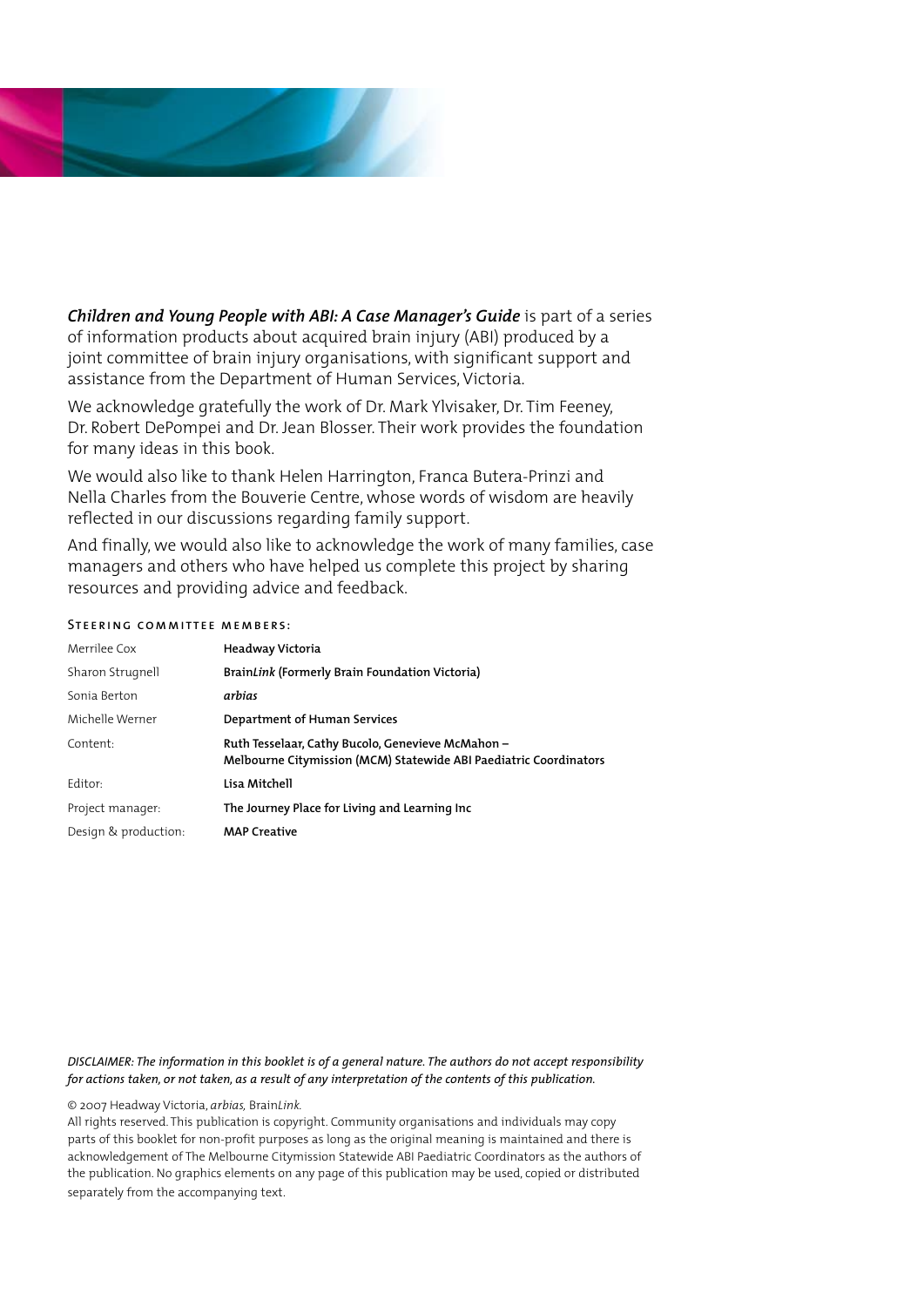***Children and Young People with ABI: A Case Manager's Guide*** is part of a series of information products about acquired brain injury (ABI) produced by a joint committee of brain injury organisations, with significant support and assistance from the Department of Human Services, Victoria.

We acknowledge gratefully the work of Dr. Mark Ylvisaker, Dr. Tim Feeney, Dr. Robert DePompei and Dr. Jean Blosser. Their work provides the foundation for many ideas in this book.

We would also like to thank Helen Harrington, Franca Butera-Prinzi and Nella Charles from the Bouverie Centre, whose words of wisdom are heavily reflected in our discussions regarding family support.

And finally, we would also like to acknowledge the work of many families, case managers and others who have helped us complete this project by sharing resources and providing advice and feedback.

**Steering committee members:**

| | |
|---|---|
| Merrilee Cox | **Headway Victoria** |
| Sharon Strugnell | **Brain*Link* (Formerly Brain Foundation Victoria)** |
| Sonia Berton | ***arbias*** |
| Michelle Werner | **Department of Human Services** |
| Content: | **Ruth Tesselaar, Cathy Bucolo, Genevieve McMahon – Melbourne Citymission (MCM) Statewide ABI Paediatric Coordinators** |
| Editor: | **Lisa Mitchell** |
| Project manager: | **The Journey Place for Living and Learning Inc** |
| Design & production: | **MAP Creative** |

*DISCLAIMER: The information in this booklet is of a general nature. The authors do not accept responsibility for actions taken, or not taken, as a result of any interpretation of the contents of this publication.*

© 2007 Headway Victoria, *arbias,* Brain*Link.*

All rights reserved. This publication is copyright. Community organisations and individuals may copy parts of this booklet for non-profit purposes as long as the original meaning is maintained and there is acknowledgement of The Melbourne Citymission Statewide ABI Paediatric Coordinators as the authors of the publication. No graphics elements on any page of this publication may be used, copied or distributed separately from the accompanying text.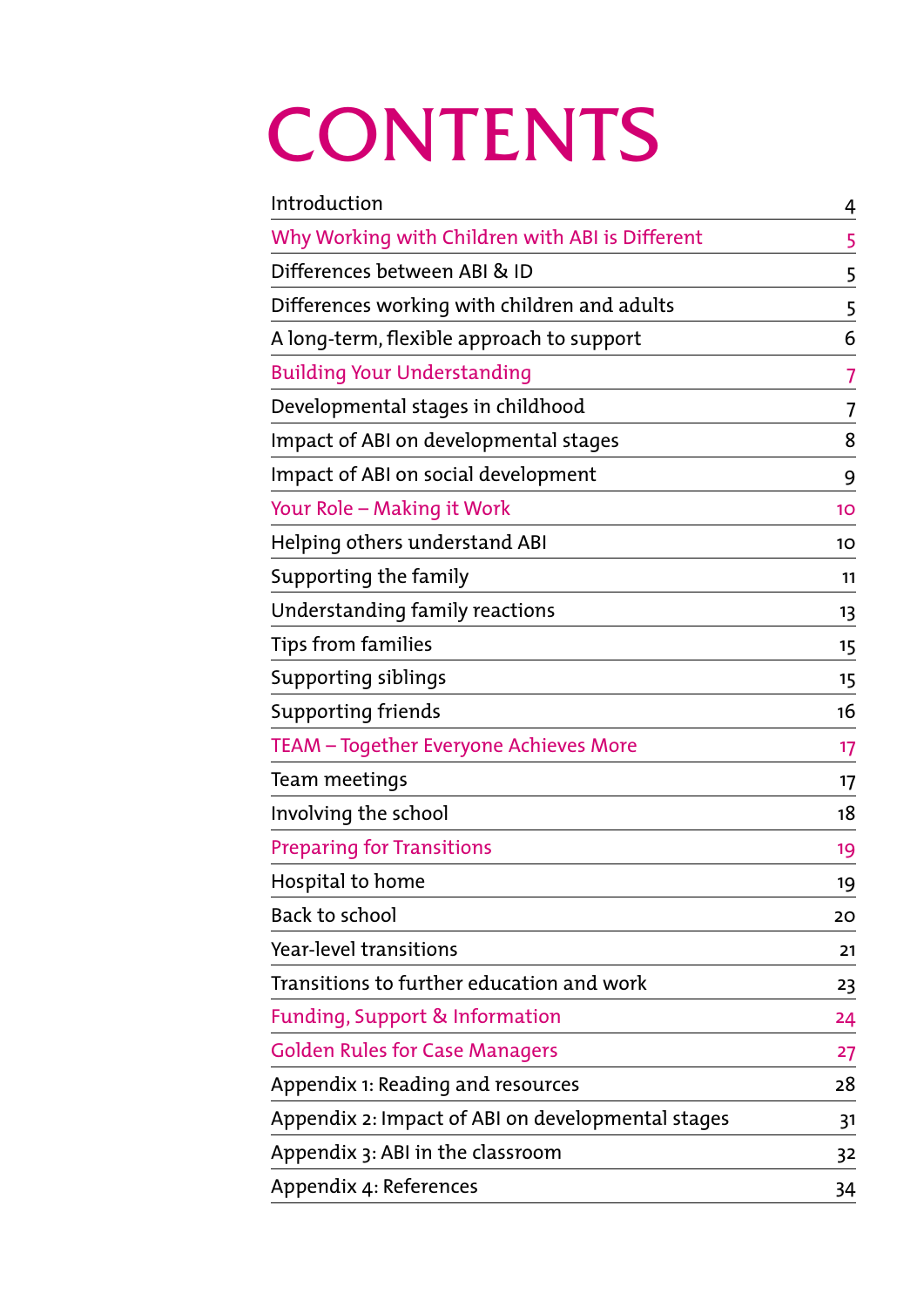# CONTENTS

| | |
|---|---|
| Introduction | 4 |
| Why Working with Children with ABI is Different | 5 |
| Differences between ABI & ID | 5 |
| Differences working with children and adults | 5 |
| A long-term, flexible approach to support | 6 |
| Building Your Understanding | 7 |
| Developmental stages in childhood | 7 |
| Impact of ABI on developmental stages | 8 |
| Impact of ABI on social development | 9 |
| Your Role – Making it Work | 10 |
| Helping others understand ABI | 10 |
| Supporting the family | 11 |
| Understanding family reactions | 13 |
| Tips from families | 15 |
| Supporting siblings | 15 |
| Supporting friends | 16 |
| TEAM – Together Everyone Achieves More | 17 |
| Team meetings | 17 |
| Involving the school | 18 |
| Preparing for Transitions | 19 |
| Hospital to home | 19 |
| Back to school | 20 |
| Year-level transitions | 21 |
| Transitions to further education and work | 23 |
| Funding, Support & Information | 24 |
| Golden Rules for Case Managers | 27 |
| Appendix 1: Reading and resources | 28 |
| Appendix 2: Impact of ABI on developmental stages | 31 |
| Appendix 3: ABI in the classroom | 32 |
| Appendix 4: References | 34 |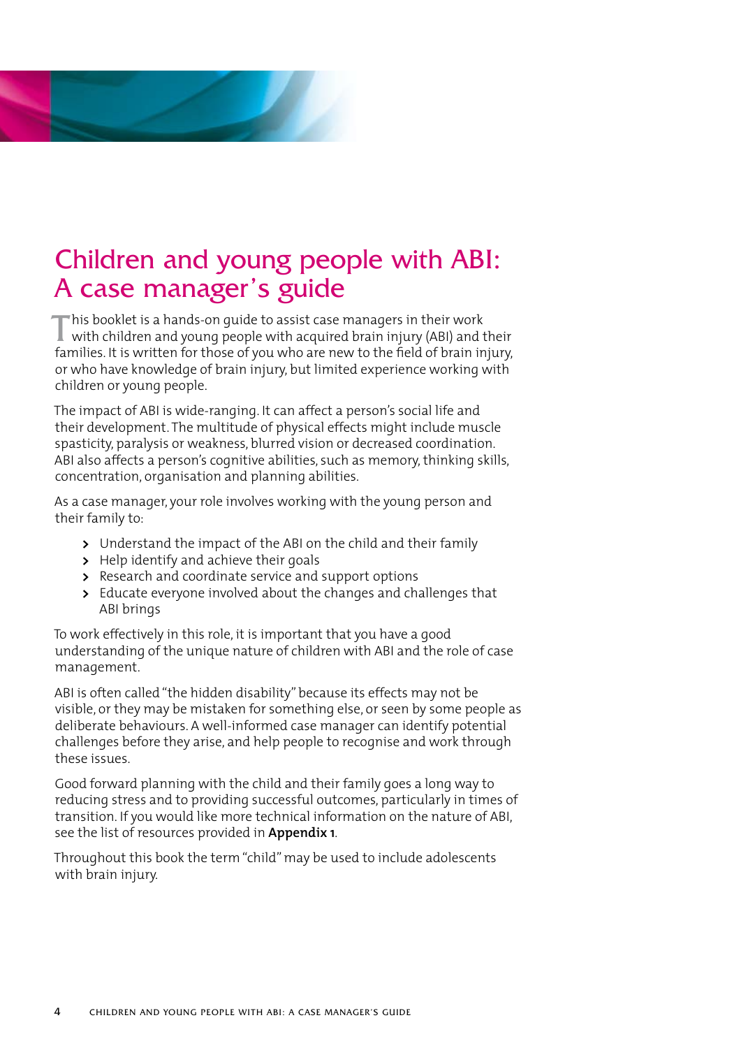# Children and young people with ABI: A case manager's guide

This booklet is a hands-on guide to assist case managers in their work with children and young people with acquired brain injury (ABI) and their families. It is written for those of you who are new to the field of brain injury, or who have knowledge of brain injury, but limited experience working with children or young people.

The impact of ABI is wide-ranging. It can affect a person's social life and their development. The multitude of physical effects might include muscle spasticity, paralysis or weakness, blurred vision or decreased coordination. ABI also affects a person's cognitive abilities, such as memory, thinking skills, concentration, organisation and planning abilities.

As a case manager, your role involves working with the young person and their family to:

- Understand the impact of the ABI on the child and their family
- Help identify and achieve their goals
- Research and coordinate service and support options
- Educate everyone involved about the changes and challenges that ABI brings

To work effectively in this role, it is important that you have a good understanding of the unique nature of children with ABI and the role of case management.

ABI is often called "the hidden disability" because its effects may not be visible, or they may be mistaken for something else, or seen by some people as deliberate behaviours. A well-informed case manager can identify potential challenges before they arise, and help people to recognise and work through these issues.

Good forward planning with the child and their family goes a long way to reducing stress and to providing successful outcomes, particularly in times of transition. If you would like more technical information on the nature of ABI, see the list of resources provided in **Appendix 1**.

Throughout this book the term "child" may be used to include adolescents with brain injury.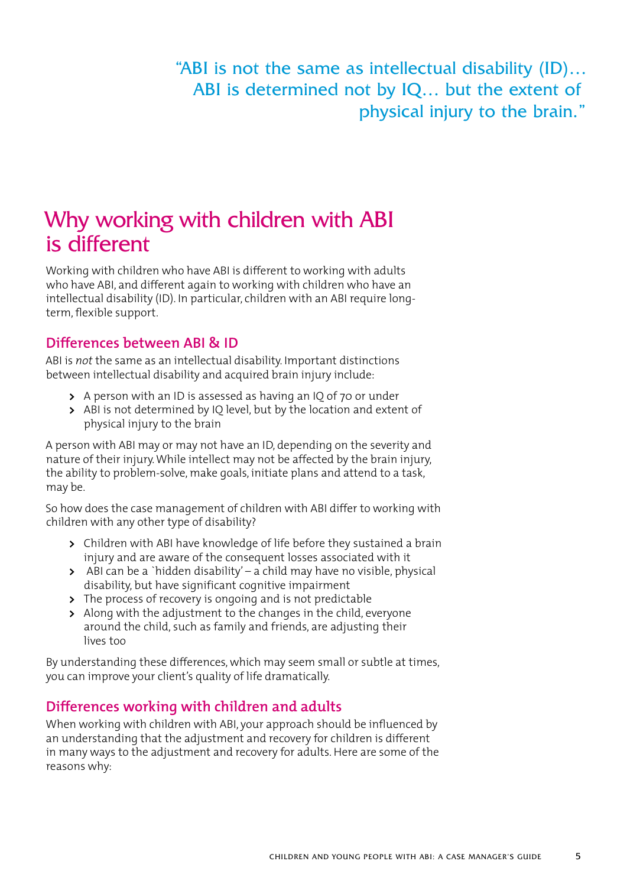> "ABI is not the same as intellectual disability (ID)… ABI is determined not by IQ… but the extent of physical injury to the brain."

# Why working with children with ABI is different

Working with children who have ABI is different to working with adults who have ABI, and different again to working with children who have an intellectual disability (ID). In particular, children with an ABI require long-term, flexible support.

## Differences between ABI & ID

ABI is *not* the same as an intellectual disability. Important distinctions between intellectual disability and acquired brain injury include:

- A person with an ID is assessed as having an IQ of 70 or under
- ABI is not determined by IQ level, but by the location and extent of physical injury to the brain

A person with ABI may or may not have an ID, depending on the severity and nature of their injury. While intellect may not be affected by the brain injury, the ability to problem-solve, make goals, initiate plans and attend to a task, may be.

So how does the case management of children with ABI differ to working with children with any other type of disability?

- Children with ABI have knowledge of life before they sustained a brain injury and are aware of the consequent losses associated with it
- ABI can be a `hidden disability' – a child may have no visible, physical disability, but have significant cognitive impairment
- The process of recovery is ongoing and is not predictable
- Along with the adjustment to the changes in the child, everyone around the child, such as family and friends, are adjusting their lives too

By understanding these differences, which may seem small or subtle at times, you can improve your client's quality of life dramatically.

## Differences working with children and adults

When working with children with ABI, your approach should be influenced by an understanding that the adjustment and recovery for children is different in many ways to the adjustment and recovery for adults. Here are some of the reasons why: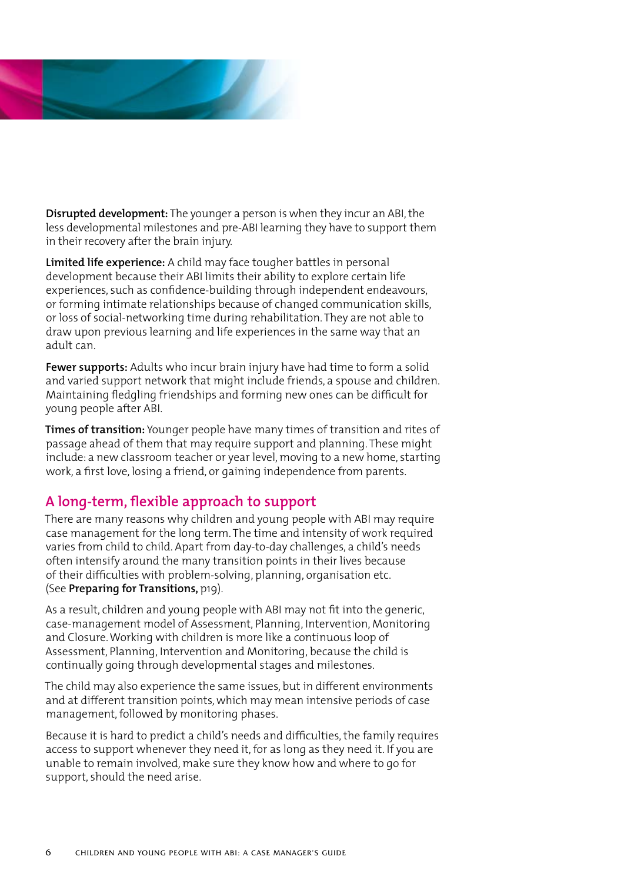**Disrupted development:** The younger a person is when they incur an ABI, the less developmental milestones and pre-ABI learning they have to support them in their recovery after the brain injury.

**Limited life experience:** A child may face tougher battles in personal development because their ABI limits their ability to explore certain life experiences, such as confidence-building through independent endeavours, or forming intimate relationships because of changed communication skills, or loss of social-networking time during rehabilitation. They are not able to draw upon previous learning and life experiences in the same way that an adult can.

**Fewer supports:** Adults who incur brain injury have had time to form a solid and varied support network that might include friends, a spouse and children. Maintaining fledgling friendships and forming new ones can be difficult for young people after ABI.

**Times of transition:** Younger people have many times of transition and rites of passage ahead of them that may require support and planning. These might include: a new classroom teacher or year level, moving to a new home, starting work, a first love, losing a friend, or gaining independence from parents.

## A long-term, flexible approach to support

There are many reasons why children and young people with ABI may require case management for the long term. The time and intensity of work required varies from child to child. Apart from day-to-day challenges, a child's needs often intensify around the many transition points in their lives because of their difficulties with problem-solving, planning, organisation etc. (See **Preparing for Transitions,** p19).

As a result, children and young people with ABI may not fit into the generic, case-management model of Assessment, Planning, Intervention, Monitoring and Closure. Working with children is more like a continuous loop of Assessment, Planning, Intervention and Monitoring, because the child is continually going through developmental stages and milestones.

The child may also experience the same issues, but in different environments and at different transition points, which may mean intensive periods of case management, followed by monitoring phases.

Because it is hard to predict a child's needs and difficulties, the family requires access to support whenever they need it, for as long as they need it. If you are unable to remain involved, make sure they know how and where to go for support, should the need arise.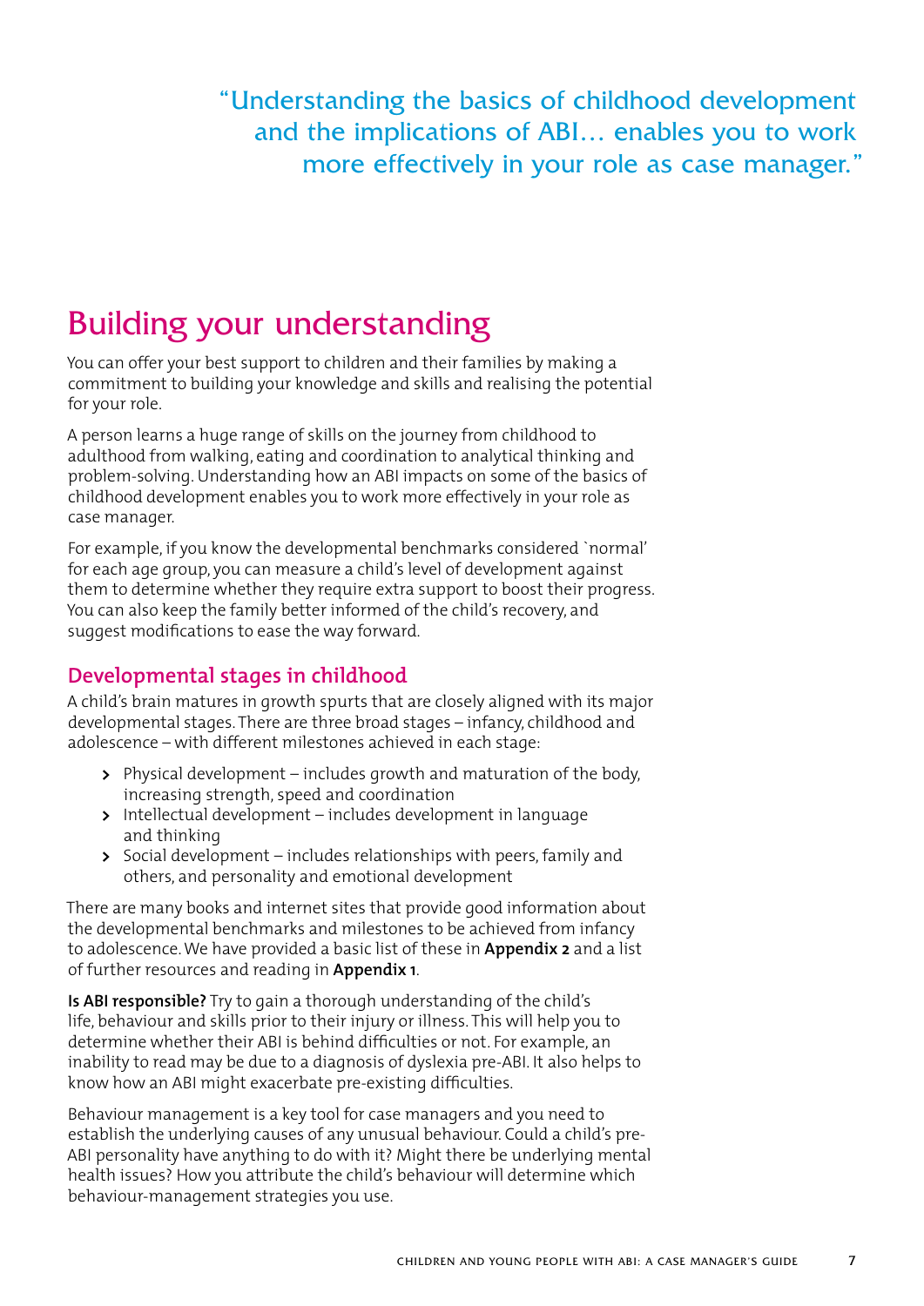"Understanding the basics of childhood development and the implications of ABI… enables you to work more effectively in your role as case manager."

# Building your understanding

You can offer your best support to children and their families by making a commitment to building your knowledge and skills and realising the potential for your role.

A person learns a huge range of skills on the journey from childhood to adulthood from walking, eating and coordination to analytical thinking and problem-solving. Understanding how an ABI impacts on some of the basics of childhood development enables you to work more effectively in your role as case manager.

For example, if you know the developmental benchmarks considered `normal' for each age group, you can measure a child's level of development against them to determine whether they require extra support to boost their progress. You can also keep the family better informed of the child's recovery, and suggest modifications to ease the way forward.

## Developmental stages in childhood

A child's brain matures in growth spurts that are closely aligned with its major developmental stages. There are three broad stages – infancy, childhood and adolescence – with different milestones achieved in each stage:

- Physical development – includes growth and maturation of the body, increasing strength, speed and coordination
- Intellectual development – includes development in language and thinking
- Social development – includes relationships with peers, family and others, and personality and emotional development

There are many books and internet sites that provide good information about the developmental benchmarks and milestones to be achieved from infancy to adolescence. We have provided a basic list of these in **Appendix 2** and a list of further resources and reading in **Appendix 1**.

**Is ABI responsible?** Try to gain a thorough understanding of the child's life, behaviour and skills prior to their injury or illness. This will help you to determine whether their ABI is behind difficulties or not. For example, an inability to read may be due to a diagnosis of dyslexia pre-ABI. It also helps to know how an ABI might exacerbate pre-existing difficulties.

Behaviour management is a key tool for case managers and you need to establish the underlying causes of any unusual behaviour. Could a child's pre-ABI personality have anything to do with it? Might there be underlying mental health issues? How you attribute the child's behaviour will determine which behaviour-management strategies you use.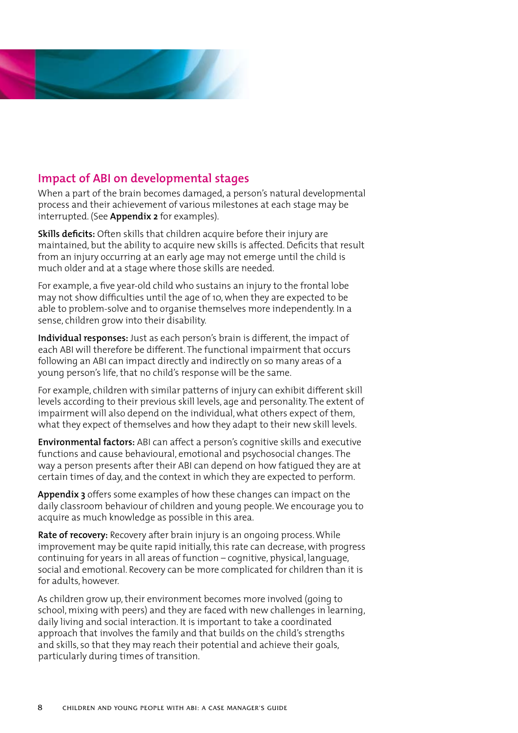## Impact of ABI on developmental stages

When a part of the brain becomes damaged, a person's natural developmental process and their achievement of various milestones at each stage may be interrupted. (See **Appendix 2** for examples).

**Skills deficits:** Often skills that children acquire before their injury are maintained, but the ability to acquire new skills is affected. Deficits that result from an injury occurring at an early age may not emerge until the child is much older and at a stage where those skills are needed.

For example, a five year-old child who sustains an injury to the frontal lobe may not show difficulties until the age of 10, when they are expected to be able to problem-solve and to organise themselves more independently. In a sense, children grow into their disability.

**Individual responses:** Just as each person's brain is different, the impact of each ABI will therefore be different. The functional impairment that occurs following an ABI can impact directly and indirectly on so many areas of a young person's life, that no child's response will be the same.

For example, children with similar patterns of injury can exhibit different skill levels according to their previous skill levels, age and personality. The extent of impairment will also depend on the individual, what others expect of them, what they expect of themselves and how they adapt to their new skill levels.

**Environmental factors:** ABI can affect a person's cognitive skills and executive functions and cause behavioural, emotional and psychosocial changes. The way a person presents after their ABI can depend on how fatigued they are at certain times of day, and the context in which they are expected to perform.

**Appendix 3** offers some examples of how these changes can impact on the daily classroom behaviour of children and young people. We encourage you to acquire as much knowledge as possible in this area.

**Rate of recovery:** Recovery after brain injury is an ongoing process. While improvement may be quite rapid initially, this rate can decrease, with progress continuing for years in all areas of function – cognitive, physical, language, social and emotional. Recovery can be more complicated for children than it is for adults, however.

As children grow up, their environment becomes more involved (going to school, mixing with peers) and they are faced with new challenges in learning, daily living and social interaction. It is important to take a coordinated approach that involves the family and that builds on the child's strengths and skills, so that they may reach their potential and achieve their goals, particularly during times of transition.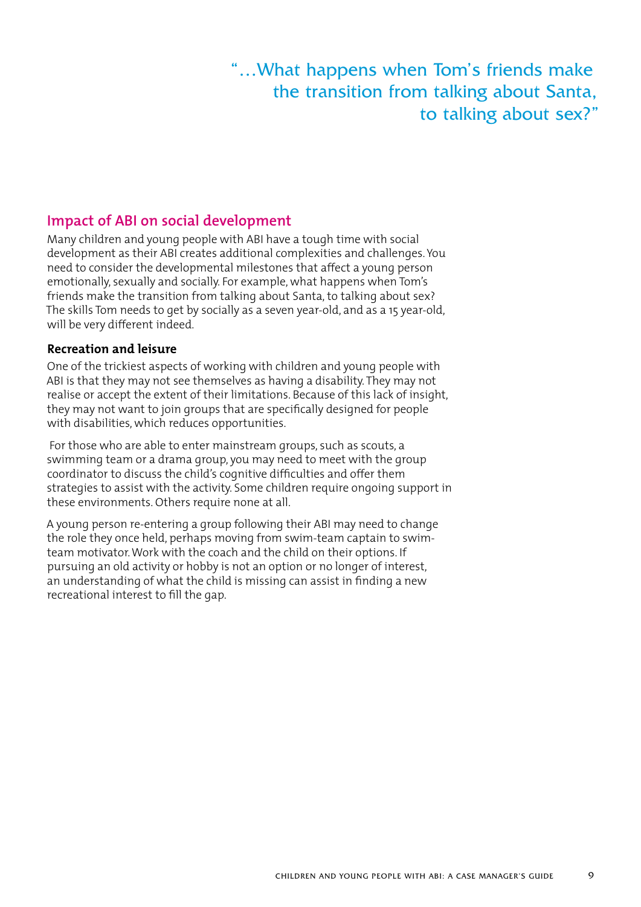"…What happens when Tom's friends make the transition from talking about Santa, to talking about sex?"

## Impact of ABI on social development

Many children and young people with ABI have a tough time with social development as their ABI creates additional complexities and challenges. You need to consider the developmental milestones that affect a young person emotionally, sexually and socially. For example, what happens when Tom's friends make the transition from talking about Santa, to talking about sex? The skills Tom needs to get by socially as a seven year-old, and as a 15 year-old, will be very different indeed.

### Recreation and leisure

One of the trickiest aspects of working with children and young people with ABI is that they may not see themselves as having a disability. They may not realise or accept the extent of their limitations. Because of this lack of insight, they may not want to join groups that are specifically designed for people with disabilities, which reduces opportunities.

For those who are able to enter mainstream groups, such as scouts, a swimming team or a drama group, you may need to meet with the group coordinator to discuss the child's cognitive difficulties and offer them strategies to assist with the activity. Some children require ongoing support in these environments. Others require none at all.

A young person re-entering a group following their ABI may need to change the role they once held, perhaps moving from swim-team captain to swim-team motivator. Work with the coach and the child on their options. If pursuing an old activity or hobby is not an option or no longer of interest, an understanding of what the child is missing can assist in finding a new recreational interest to fill the gap.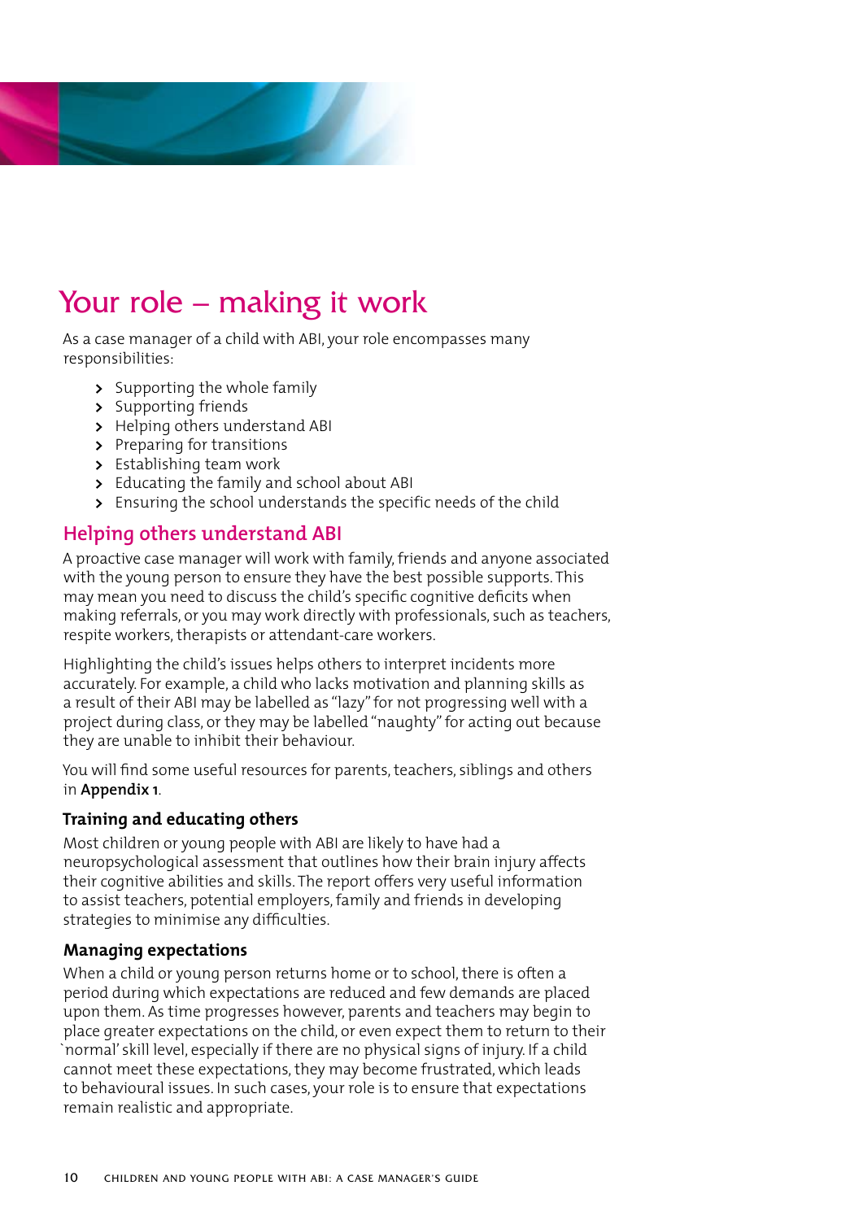# Your role – making it work

As a case manager of a child with ABI, your role encompasses many responsibilities:

- Supporting the whole family
- Supporting friends
- Helping others understand ABI
- Preparing for transitions
- Establishing team work
- Educating the family and school about ABI
- Ensuring the school understands the specific needs of the child

## Helping others understand ABI

A proactive case manager will work with family, friends and anyone associated with the young person to ensure they have the best possible supports. This may mean you need to discuss the child's specific cognitive deficits when making referrals, or you may work directly with professionals, such as teachers, respite workers, therapists or attendant-care workers.

Highlighting the child's issues helps others to interpret incidents more accurately. For example, a child who lacks motivation and planning skills as a result of their ABI may be labelled as "lazy" for not progressing well with a project during class, or they may be labelled "naughty" for acting out because they are unable to inhibit their behaviour.

You will find some useful resources for parents, teachers, siblings and others in **Appendix 1**.

### Training and educating others

Most children or young people with ABI are likely to have had a neuropsychological assessment that outlines how their brain injury affects their cognitive abilities and skills. The report offers very useful information to assist teachers, potential employers, family and friends in developing strategies to minimise any difficulties.

### Managing expectations

When a child or young person returns home or to school, there is often a period during which expectations are reduced and few demands are placed upon them. As time progresses however, parents and teachers may begin to place greater expectations on the child, or even expect them to return to their 'normal' skill level, especially if there are no physical signs of injury. If a child cannot meet these expectations, they may become frustrated, which leads to behavioural issues. In such cases, your role is to ensure that expectations remain realistic and appropriate.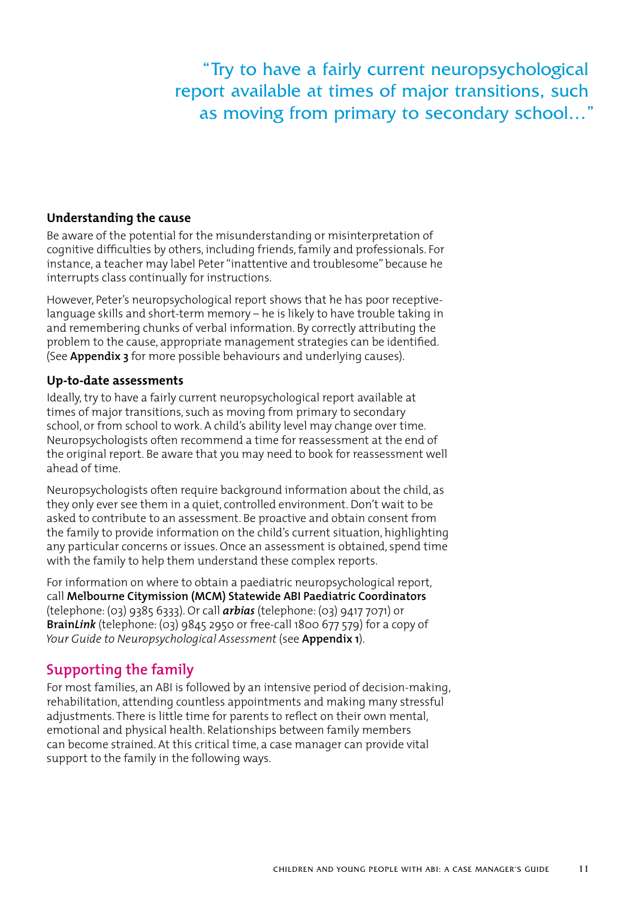"Try to have a fairly current neuropsychological report available at times of major transitions, such as moving from primary to secondary school…"

### Understanding the cause

Be aware of the potential for the misunderstanding or misinterpretation of cognitive difficulties by others, including friends, family and professionals. For instance, a teacher may label Peter "inattentive and troublesome" because he interrupts class continually for instructions.

However, Peter's neuropsychological report shows that he has poor receptive-language skills and short-term memory – he is likely to have trouble taking in and remembering chunks of verbal information. By correctly attributing the problem to the cause, appropriate management strategies can be identified. (See **Appendix 3** for more possible behaviours and underlying causes).

### Up-to-date assessments

Ideally, try to have a fairly current neuropsychological report available at times of major transitions, such as moving from primary to secondary school, or from school to work. A child's ability level may change over time. Neuropsychologists often recommend a time for reassessment at the end of the original report. Be aware that you may need to book for reassessment well ahead of time.

Neuropsychologists often require background information about the child, as they only ever see them in a quiet, controlled environment. Don't wait to be asked to contribute to an assessment. Be proactive and obtain consent from the family to provide information on the child's current situation, highlighting any particular concerns or issues. Once an assessment is obtained, spend time with the family to help them understand these complex reports.

For information on where to obtain a paediatric neuropsychological report, call **Melbourne Citymission (MCM) Statewide ABI Paediatric Coordinators** (telephone: (03) 9385 6333). Or call ***arbias*** (telephone: (03) 9417 7071) or **Brain*Link*** (telephone: (03) 9845 2950 or free-call 1800 677 579) for a copy of *Your Guide to Neuropsychological Assessment* (see **Appendix 1**).

## Supporting the family

For most families, an ABI is followed by an intensive period of decision-making, rehabilitation, attending countless appointments and making many stressful adjustments. There is little time for parents to reflect on their own mental, emotional and physical health. Relationships between family members can become strained. At this critical time, a case manager can provide vital support to the family in the following ways.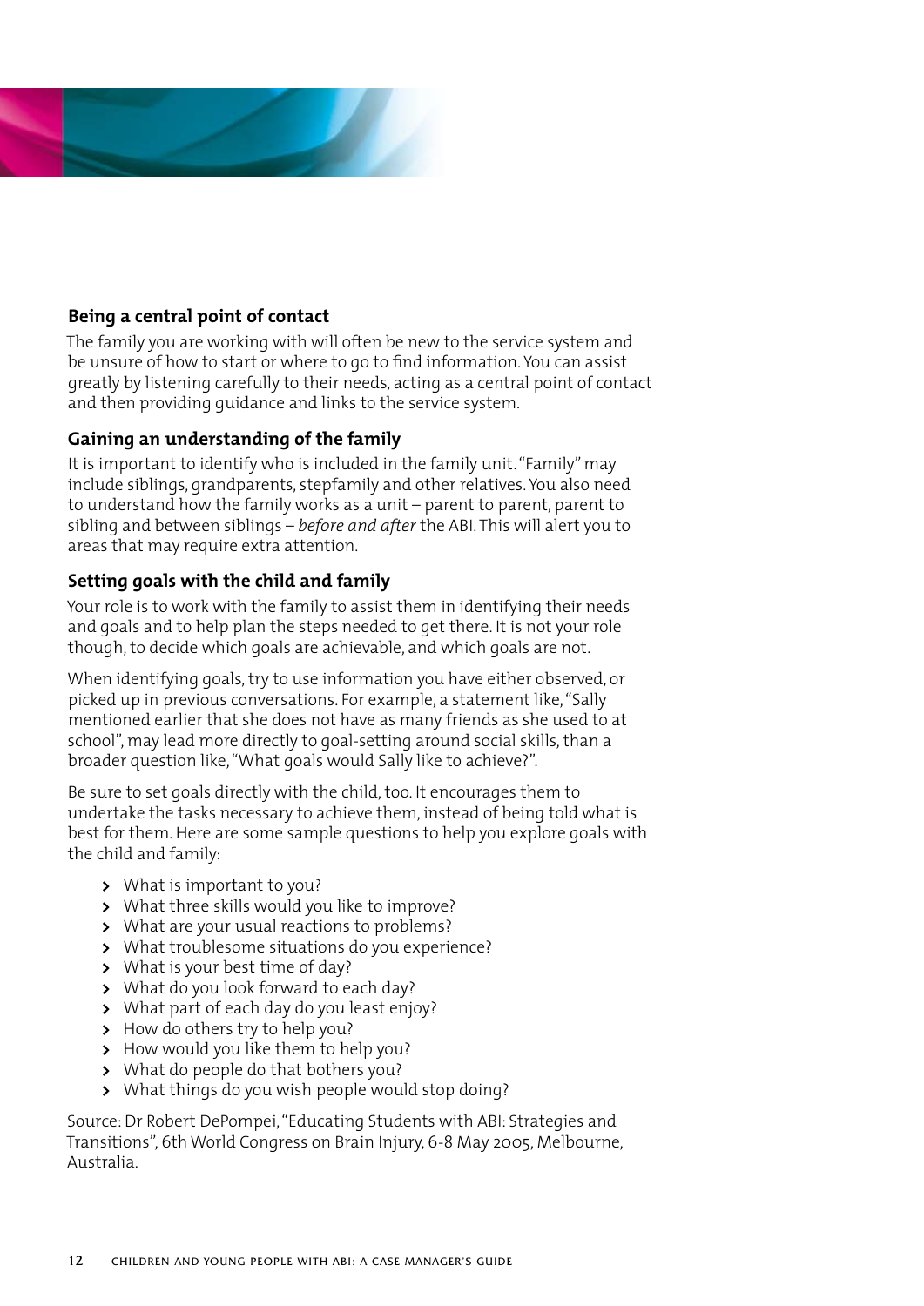### Being a central point of contact

The family you are working with will often be new to the service system and be unsure of how to start or where to go to find information. You can assist greatly by listening carefully to their needs, acting as a central point of contact and then providing guidance and links to the service system.

### Gaining an understanding of the family

It is important to identify who is included in the family unit. "Family" may include siblings, grandparents, stepfamily and other relatives. You also need to understand how the family works as a unit – parent to parent, parent to sibling and between siblings – *before and after* the ABI. This will alert you to areas that may require extra attention.

### Setting goals with the child and family

Your role is to work with the family to assist them in identifying their needs and goals and to help plan the steps needed to get there. It is not your role though, to decide which goals are achievable, and which goals are not.

When identifying goals, try to use information you have either observed, or picked up in previous conversations. For example, a statement like, "Sally mentioned earlier that she does not have as many friends as she used to at school", may lead more directly to goal-setting around social skills, than a broader question like, "What goals would Sally like to achieve?".

Be sure to set goals directly with the child, too. It encourages them to undertake the tasks necessary to achieve them, instead of being told what is best for them. Here are some sample questions to help you explore goals with the child and family:

- What is important to you?
- What three skills would you like to improve?
- What are your usual reactions to problems?
- What troublesome situations do you experience?
- What is your best time of day?
- What do you look forward to each day?
- What part of each day do you least enjoy?
- How do others try to help you?
- How would you like them to help you?
- What do people do that bothers you?
- What things do you wish people would stop doing?

Source: Dr Robert DePompei, "Educating Students with ABI: Strategies and Transitions", 6th World Congress on Brain Injury, 6-8 May 2005, Melbourne, Australia.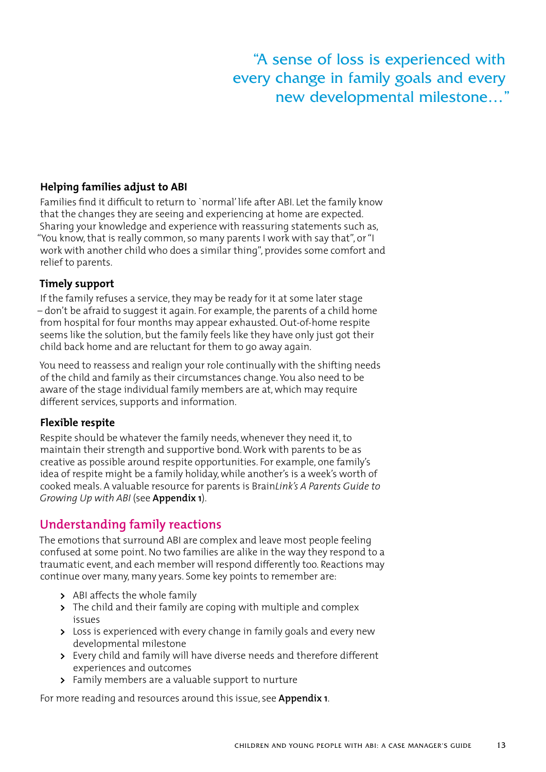> "A sense of loss is experienced with every change in family goals and every new developmental milestone…"

### Helping families adjust to ABI

Families find it difficult to return to `normal' life after ABI. Let the family know that the changes they are seeing and experiencing at home are expected. Sharing your knowledge and experience with reassuring statements such as, "You know, that is really common, so many parents I work with say that", or "I work with another child who does a similar thing", provides some comfort and relief to parents.

### Timely support

If the family refuses a service, they may be ready for it at some later stage – don't be afraid to suggest it again. For example, the parents of a child home from hospital for four months may appear exhausted. Out-of-home respite seems like the solution, but the family feels like they have only just got their child back home and are reluctant for them to go away again.

You need to reassess and realign your role continually with the shifting needs of the child and family as their circumstances change. You also need to be aware of the stage individual family members are at, which may require different services, supports and information.

### Flexible respite

Respite should be whatever the family needs, whenever they need it, to maintain their strength and supportive bond. Work with parents to be as creative as possible around respite opportunities. For example, one family's idea of respite might be a family holiday, while another's is a week's worth of cooked meals. A valuable resource for parents is Brain*Link's A Parents Guide to Growing Up with ABI* (see **Appendix 1**).

## Understanding family reactions

The emotions that surround ABI are complex and leave most people feeling confused at some point. No two families are alike in the way they respond to a traumatic event, and each member will respond differently too. Reactions may continue over many, many years. Some key points to remember are:

- ABI affects the whole family
- The child and their family are coping with multiple and complex issues
- Loss is experienced with every change in family goals and every new developmental milestone
- Every child and family will have diverse needs and therefore different experiences and outcomes
- Family members are a valuable support to nurture

For more reading and resources around this issue, see **Appendix 1**.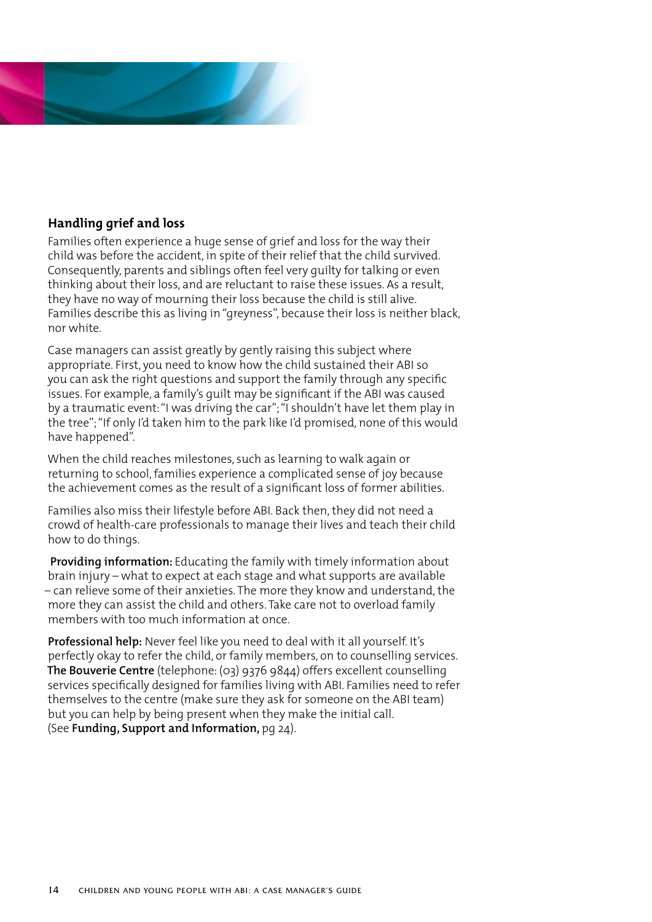## Handling grief and loss

Families often experience a huge sense of grief and loss for the way their child was before the accident, in spite of their relief that the child survived. Consequently, parents and siblings often feel very guilty for talking or even thinking about their loss, and are reluctant to raise these issues. As a result, they have no way of mourning their loss because the child is still alive. Families describe this as living in "greyness", because their loss is neither black, nor white.

Case managers can assist greatly by gently raising this subject where appropriate. First, you need to know how the child sustained their ABI so you can ask the right questions and support the family through any specific issues. For example, a family's guilt may be significant if the ABI was caused by a traumatic event: "I was driving the car"; "I shouldn't have let them play in the tree"; "If only I'd taken him to the park like I'd promised, none of this would have happened".

When the child reaches milestones, such as learning to walk again or returning to school, families experience a complicated sense of joy because the achievement comes as the result of a significant loss of former abilities.

Families also miss their lifestyle before ABI. Back then, they did not need a crowd of health-care professionals to manage their lives and teach their child how to do things.

**Providing information:** Educating the family with timely information about brain injury – what to expect at each stage and what supports are available – can relieve some of their anxieties. The more they know and understand, the more they can assist the child and others. Take care not to overload family members with too much information at once.

**Professional help:** Never feel like you need to deal with it all yourself. It's perfectly okay to refer the child, or family members, on to counselling services. **The Bouverie Centre** (telephone: (03) 9376 9844) offers excellent counselling services specifically designed for families living with ABI. Families need to refer themselves to the centre (make sure they ask for someone on the ABI team) but you can help by being present when they make the initial call. (See **Funding, Support and Information,** pg 24).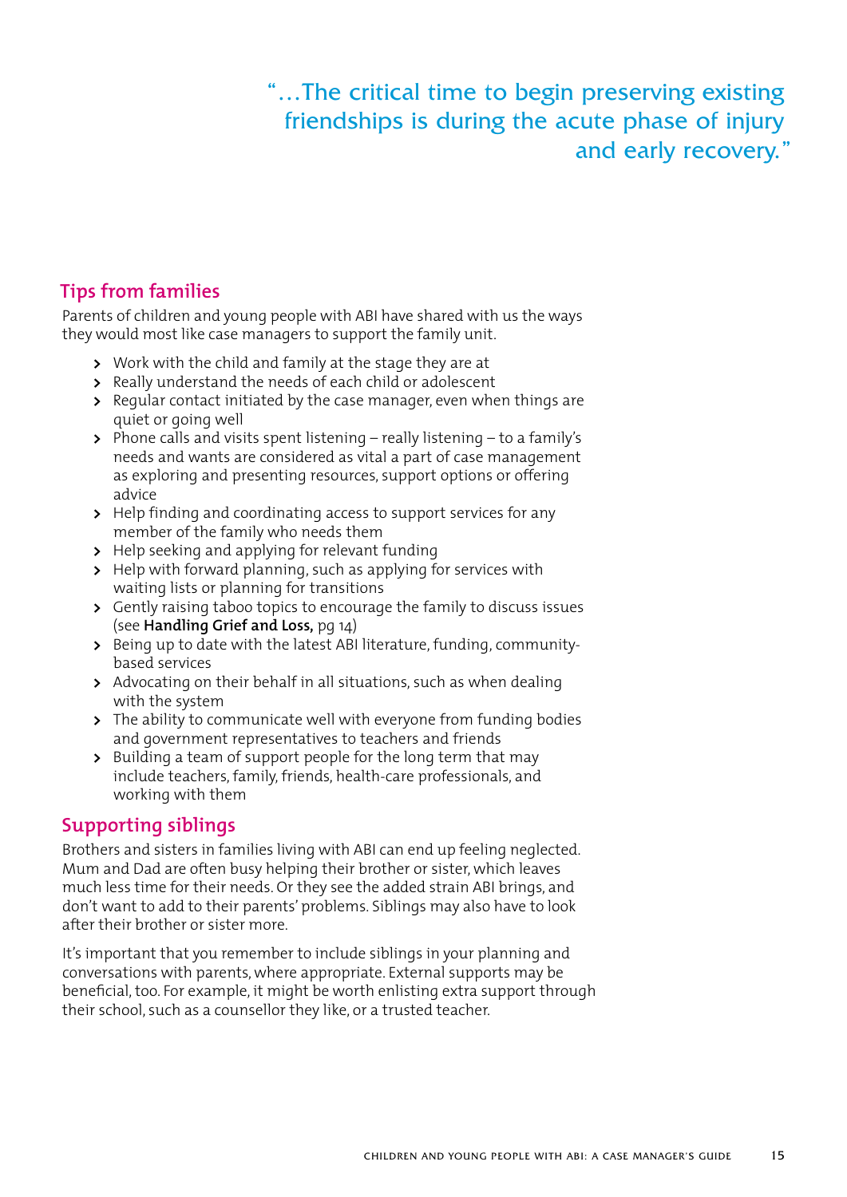> "…The critical time to begin preserving existing friendships is during the acute phase of injury and early recovery."

## Tips from families

Parents of children and young people with ABI have shared with us the ways they would most like case managers to support the family unit.

- Work with the child and family at the stage they are at
- Really understand the needs of each child or adolescent
- Regular contact initiated by the case manager, even when things are quiet or going well
- Phone calls and visits spent listening – really listening – to a family's needs and wants are considered as vital a part of case management as exploring and presenting resources, support options or offering advice
- Help finding and coordinating access to support services for any member of the family who needs them
- Help seeking and applying for relevant funding
- Help with forward planning, such as applying for services with waiting lists or planning for transitions
- Gently raising taboo topics to encourage the family to discuss issues (see **Handling Grief and Loss,** pg 14)
- Being up to date with the latest ABI literature, funding, community-based services
- Advocating on their behalf in all situations, such as when dealing with the system
- The ability to communicate well with everyone from funding bodies and government representatives to teachers and friends
- Building a team of support people for the long term that may include teachers, family, friends, health-care professionals, and working with them

## Supporting siblings

Brothers and sisters in families living with ABI can end up feeling neglected. Mum and Dad are often busy helping their brother or sister, which leaves much less time for their needs. Or they see the added strain ABI brings, and don't want to add to their parents' problems. Siblings may also have to look after their brother or sister more.

It's important that you remember to include siblings in your planning and conversations with parents, where appropriate. External supports may be beneficial, too. For example, it might be worth enlisting extra support through their school, such as a counsellor they like, or a trusted teacher.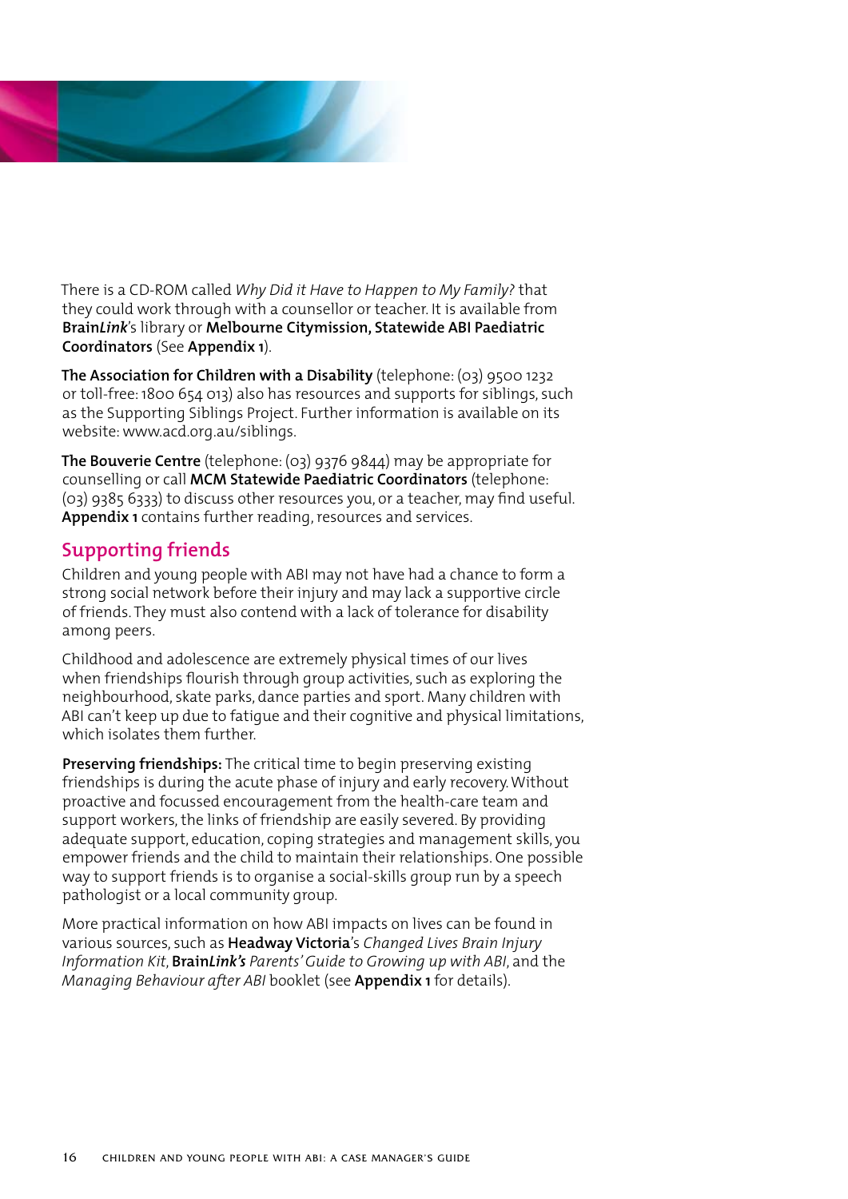There is a CD-ROM called *Why Did it Have to Happen to My Family?* that they could work through with a counsellor or teacher. It is available from **Brain*Link***'s library or **Melbourne Citymission, Statewide ABI Paediatric Coordinators** (See **Appendix 1**).

**The Association for Children with a Disability** (telephone: (03) 9500 1232 or toll-free: 1800 654 013) also has resources and supports for siblings, such as the Supporting Siblings Project. Further information is available on its website: www.acd.org.au/siblings.

**The Bouverie Centre** (telephone: (03) 9376 9844) may be appropriate for counselling or call **MCM Statewide Paediatric Coordinators** (telephone: (03) 9385 6333) to discuss other resources you, or a teacher, may find useful. **Appendix 1** contains further reading, resources and services.

## Supporting friends

Children and young people with ABI may not have had a chance to form a strong social network before their injury and may lack a supportive circle of friends. They must also contend with a lack of tolerance for disability among peers.

Childhood and adolescence are extremely physical times of our lives when friendships flourish through group activities, such as exploring the neighbourhood, skate parks, dance parties and sport. Many children with ABI can't keep up due to fatigue and their cognitive and physical limitations, which isolates them further.

**Preserving friendships:** The critical time to begin preserving existing friendships is during the acute phase of injury and early recovery. Without proactive and focussed encouragement from the health-care team and support workers, the links of friendship are easily severed. By providing adequate support, education, coping strategies and management skills, you empower friends and the child to maintain their relationships. One possible way to support friends is to organise a social-skills group run by a speech pathologist or a local community group.

More practical information on how ABI impacts on lives can be found in various sources, such as **Headway Victoria**'s *Changed Lives Brain Injury Information Kit*, **Brain*Link's*** *Parents' Guide to Growing up with ABI*, and the *Managing Behaviour after ABI* booklet (see **Appendix 1** for details).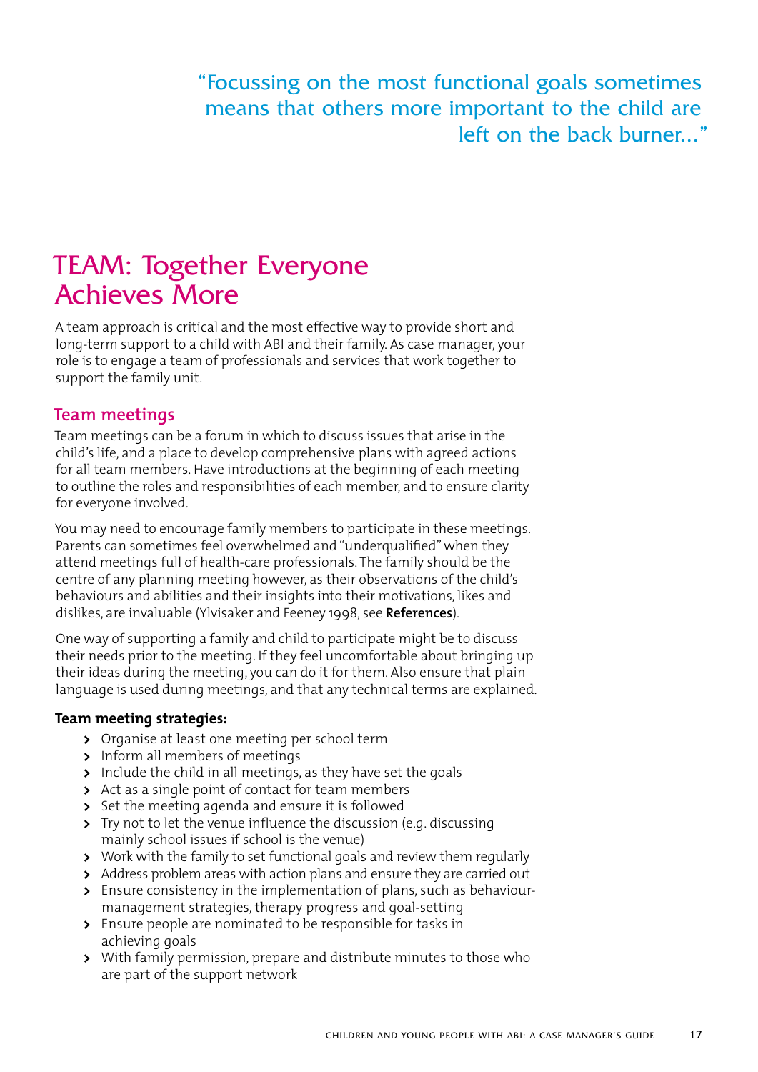"Focussing on the most functional goals sometimes means that others more important to the child are left on the back burner..."

# TEAM: Together Everyone Achieves More

A team approach is critical and the most effective way to provide short and long-term support to a child with ABI and their family. As case manager, your role is to engage a team of professionals and services that work together to support the family unit.

## Team meetings

Team meetings can be a forum in which to discuss issues that arise in the child's life, and a place to develop comprehensive plans with agreed actions for all team members. Have introductions at the beginning of each meeting to outline the roles and responsibilities of each member, and to ensure clarity for everyone involved.

You may need to encourage family members to participate in these meetings. Parents can sometimes feel overwhelmed and "underqualified" when they attend meetings full of health-care professionals. The family should be the centre of any planning meeting however, as their observations of the child's behaviours and abilities and their insights into their motivations, likes and dislikes, are invaluable (Ylvisaker and Feeney 1998, see **References**).

One way of supporting a family and child to participate might be to discuss their needs prior to the meeting. If they feel uncomfortable about bringing up their ideas during the meeting, you can do it for them. Also ensure that plain language is used during meetings, and that any technical terms are explained.

**Team meeting strategies:**

- Organise at least one meeting per school term
- Inform all members of meetings
- Include the child in all meetings, as they have set the goals
- Act as a single point of contact for team members
- Set the meeting agenda and ensure it is followed
- Try not to let the venue influence the discussion (e.g. discussing mainly school issues if school is the venue)
- Work with the family to set functional goals and review them regularly
- Address problem areas with action plans and ensure they are carried out
- Ensure consistency in the implementation of plans, such as behaviour-management strategies, therapy progress and goal-setting
- Ensure people are nominated to be responsible for tasks in achieving goals
- With family permission, prepare and distribute minutes to those who are part of the support network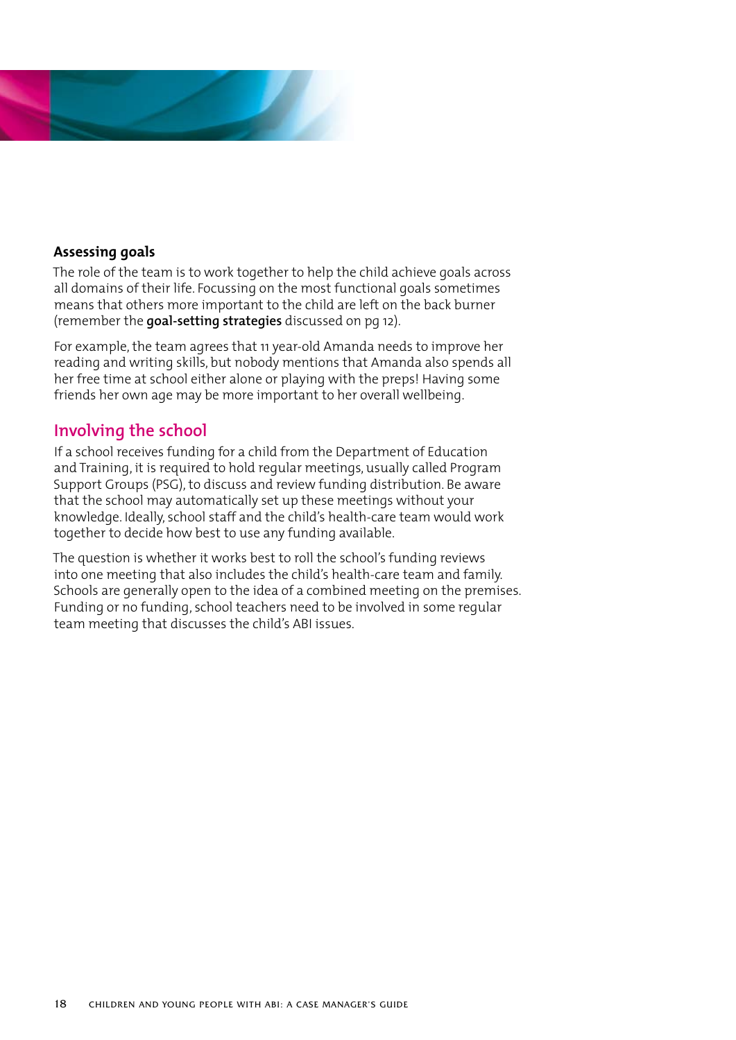### Assessing goals

The role of the team is to work together to help the child achieve goals across all domains of their life. Focussing on the most functional goals sometimes means that others more important to the child are left on the back burner (remember the **goal-setting strategies** discussed on pg 12).

For example, the team agrees that 11 year-old Amanda needs to improve her reading and writing skills, but nobody mentions that Amanda also spends all her free time at school either alone or playing with the preps! Having some friends her own age may be more important to her overall wellbeing.

## Involving the school

If a school receives funding for a child from the Department of Education and Training, it is required to hold regular meetings, usually called Program Support Groups (PSG), to discuss and review funding distribution. Be aware that the school may automatically set up these meetings without your knowledge. Ideally, school staff and the child's health-care team would work together to decide how best to use any funding available.

The question is whether it works best to roll the school's funding reviews into one meeting that also includes the child's health-care team and family. Schools are generally open to the idea of a combined meeting on the premises. Funding or no funding, school teachers need to be involved in some regular team meeting that discusses the child's ABI issues.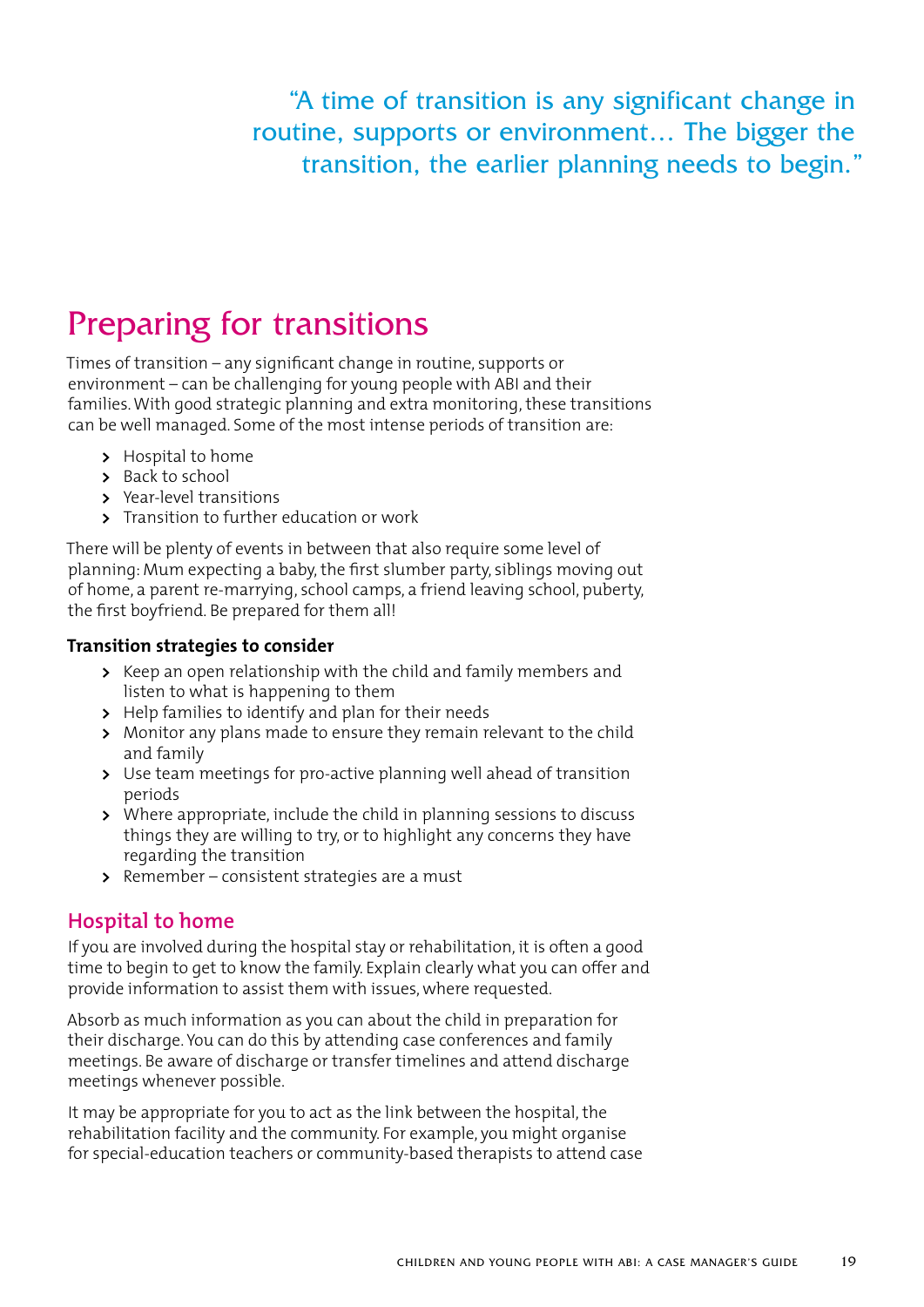"A time of transition is any significant change in routine, supports or environment… The bigger the transition, the earlier planning needs to begin."

# Preparing for transitions

Times of transition – any significant change in routine, supports or environment – can be challenging for young people with ABI and their families. With good strategic planning and extra monitoring, these transitions can be well managed. Some of the most intense periods of transition are:

- Hospital to home
- Back to school
- Year-level transitions
- Transition to further education or work

There will be plenty of events in between that also require some level of planning: Mum expecting a baby, the first slumber party, siblings moving out of home, a parent re-marrying, school camps, a friend leaving school, puberty, the first boyfriend. Be prepared for them all!

**Transition strategies to consider**

- Keep an open relationship with the child and family members and listen to what is happening to them
- Help families to identify and plan for their needs
- Monitor any plans made to ensure they remain relevant to the child and family
- Use team meetings for pro-active planning well ahead of transition periods
- Where appropriate, include the child in planning sessions to discuss things they are willing to try, or to highlight any concerns they have regarding the transition
- Remember – consistent strategies are a must

## Hospital to home

If you are involved during the hospital stay or rehabilitation, it is often a good time to begin to get to know the family. Explain clearly what you can offer and provide information to assist them with issues, where requested.

Absorb as much information as you can about the child in preparation for their discharge. You can do this by attending case conferences and family meetings. Be aware of discharge or transfer timelines and attend discharge meetings whenever possible.

It may be appropriate for you to act as the link between the hospital, the rehabilitation facility and the community. For example, you might organise for special-education teachers or community-based therapists to attend case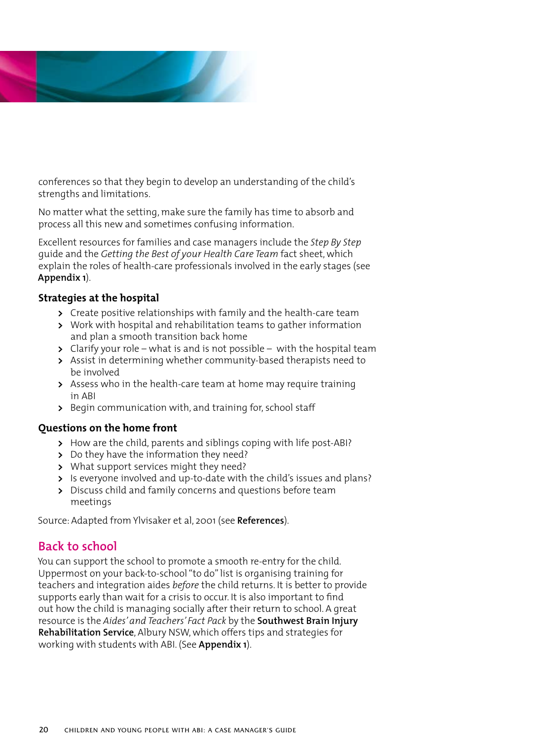conferences so that they begin to develop an understanding of the child's strengths and limitations.

No matter what the setting, make sure the family has time to absorb and process all this new and sometimes confusing information.

Excellent resources for families and case managers include the *Step By Step* guide and the *Getting the Best of your Health Care Team* fact sheet, which explain the roles of health-care professionals involved in the early stages (see **Appendix 1**).

**Strategies at the hospital**

- Create positive relationships with family and the health-care team
- Work with hospital and rehabilitation teams to gather information and plan a smooth transition back home
- Clarify your role – what is and is not possible – with the hospital team
- Assist in determining whether community-based therapists need to be involved
- Assess who in the health-care team at home may require training in ABI
- Begin communication with, and training for, school staff

**Questions on the home front**

- How are the child, parents and siblings coping with life post-ABI?
- Do they have the information they need?
- What support services might they need?
- Is everyone involved and up-to-date with the child's issues and plans?
- Discuss child and family concerns and questions before team meetings

Source: Adapted from Ylvisaker et al, 2001 (see **References**).

## Back to school

You can support the school to promote a smooth re-entry for the child. Uppermost on your back-to-school "to do" list is organising training for teachers and integration aides *before* the child returns. It is better to provide supports early than wait for a crisis to occur. It is also important to find out how the child is managing socially after their return to school. A great resource is the *Aides' and Teachers' Fact Pack* by the **Southwest Brain Injury Rehabilitation Service**, Albury NSW, which offers tips and strategies for working with students with ABI. (See **Appendix 1**).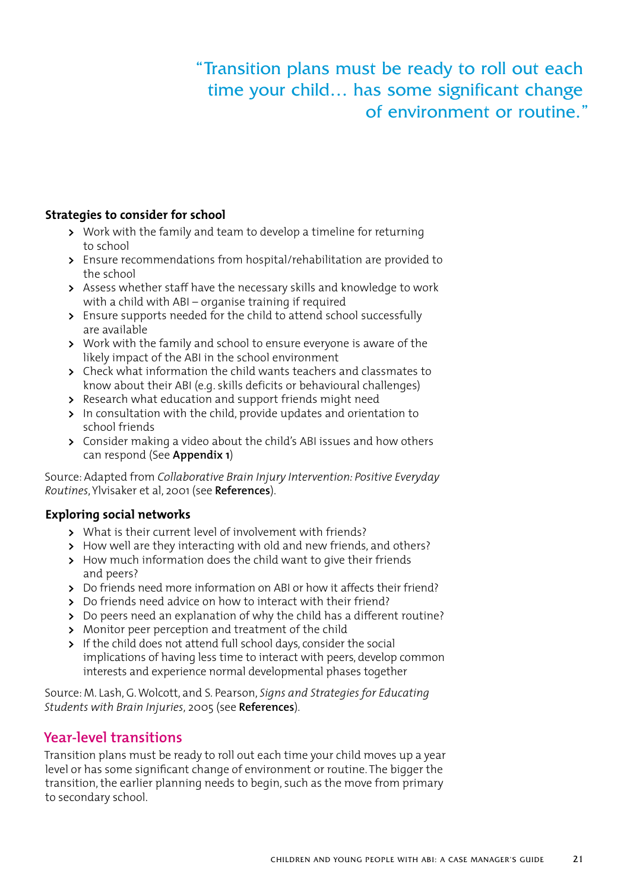> "Transition plans must be ready to roll out each time your child… has some significant change of environment or routine."

**Strategies to consider for school**

- Work with the family and team to develop a timeline for returning to school
- Ensure recommendations from hospital/rehabilitation are provided to the school
- Assess whether staff have the necessary skills and knowledge to work with a child with ABI – organise training if required
- Ensure supports needed for the child to attend school successfully are available
- Work with the family and school to ensure everyone is aware of the likely impact of the ABI in the school environment
- Check what information the child wants teachers and classmates to know about their ABI (e.g. skills deficits or behavioural challenges)
- Research what education and support friends might need
- In consultation with the child, provide updates and orientation to school friends
- Consider making a video about the child's ABI issues and how others can respond (See **Appendix 1**)

Source: Adapted from *Collaborative Brain Injury Intervention: Positive Everyday Routines*, Ylvisaker et al, 2001 (see **References**).

**Exploring social networks**

- What is their current level of involvement with friends?
- How well are they interacting with old and new friends, and others?
- How much information does the child want to give their friends and peers?
- Do friends need more information on ABI or how it affects their friend?
- Do friends need advice on how to interact with their friend?
- Do peers need an explanation of why the child has a different routine?
- Monitor peer perception and treatment of the child
- If the child does not attend full school days, consider the social implications of having less time to interact with peers, develop common interests and experience normal developmental phases together

Source: M. Lash, G. Wolcott, and S. Pearson, *Signs and Strategies for Educating Students with Brain Injuries*, 2005 (see **References**).

## Year-level transitions

Transition plans must be ready to roll out each time your child moves up a year level or has some significant change of environment or routine. The bigger the transition, the earlier planning needs to begin, such as the move from primary to secondary school.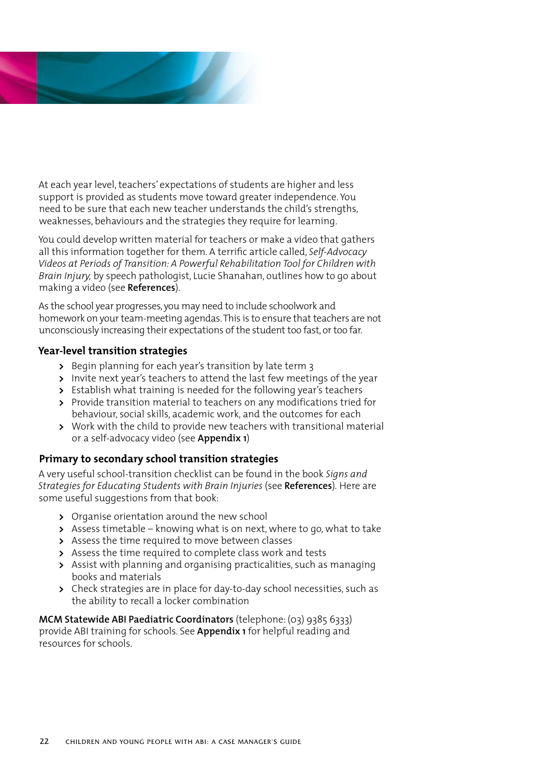At each year level, teachers' expectations of students are higher and less support is provided as students move toward greater independence. You need to be sure that each new teacher understands the child's strengths, weaknesses, behaviours and the strategies they require for learning.

You could develop written material for teachers or make a video that gathers all this information together for them. A terrific article called, *Self-Advocacy Videos at Periods of Transition: A Powerful Rehabilitation Tool for Children with Brain Injury,* by speech pathologist, Lucie Shanahan, outlines how to go about making a video (see **References**).

As the school year progresses, you may need to include schoolwork and homework on your team-meeting agendas. This is to ensure that teachers are not unconsciously increasing their expectations of the student too fast, or too far.

### Year-level transition strategies

- Begin planning for each year's transition by late term 3
- Invite next year's teachers to attend the last few meetings of the year
- Establish what training is needed for the following year's teachers
- Provide transition material to teachers on any modifications tried for behaviour, social skills, academic work, and the outcomes for each
- Work with the child to provide new teachers with transitional material or a self-advocacy video (see **Appendix 1**)

### Primary to secondary school transition strategies

A very useful school-transition checklist can be found in the book *Signs and Strategies for Educating Students with Brain Injuries* (see **References**). Here are some useful suggestions from that book:

- Organise orientation around the new school
- Assess timetable – knowing what is on next, where to go, what to take
- Assess the time required to move between classes
- Assess the time required to complete class work and tests
- Assist with planning and organising practicalities, such as managing books and materials
- Check strategies are in place for day-to-day school necessities, such as the ability to recall a locker combination

**MCM Statewide ABI Paediatric Coordinators** (telephone: (03) 9385 6333) provide ABI training for schools. See **Appendix 1** for helpful reading and resources for schools.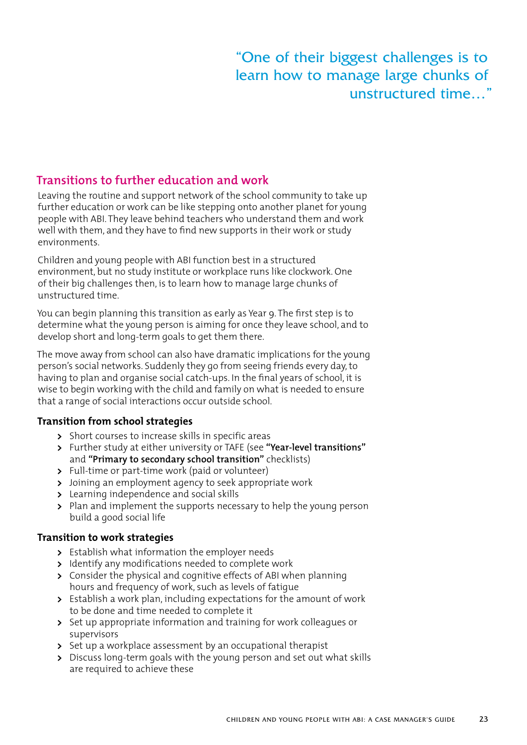> "One of their biggest challenges is to learn how to manage large chunks of unstructured time…"

## Transitions to further education and work

Leaving the routine and support network of the school community to take up further education or work can be like stepping onto another planet for young people with ABI. They leave behind teachers who understand them and work well with them, and they have to find new supports in their work or study environments.

Children and young people with ABI function best in a structured environment, but no study institute or workplace runs like clockwork. One of their big challenges then, is to learn how to manage large chunks of unstructured time.

You can begin planning this transition as early as Year 9. The first step is to determine what the young person is aiming for once they leave school, and to develop short and long-term goals to get them there.

The move away from school can also have dramatic implications for the young person's social networks. Suddenly they go from seeing friends every day, to having to plan and organise social catch-ups. In the final years of school, it is wise to begin working with the child and family on what is needed to ensure that a range of social interactions occur outside school.

### Transition from school strategies

- Short courses to increase skills in specific areas
- Further study at either university or TAFE (see **"Year-level transitions"** and **"Primary to secondary school transition"** checklists)
- Full-time or part-time work (paid or volunteer)
- Joining an employment agency to seek appropriate work
- Learning independence and social skills
- Plan and implement the supports necessary to help the young person build a good social life

### Transition to work strategies

- Establish what information the employer needs
- Identify any modifications needed to complete work
- Consider the physical and cognitive effects of ABI when planning hours and frequency of work, such as levels of fatigue
- Establish a work plan, including expectations for the amount of work to be done and time needed to complete it
- Set up appropriate information and training for work colleagues or supervisors
- Set up a workplace assessment by an occupational therapist
- Discuss long-term goals with the young person and set out what skills are required to achieve these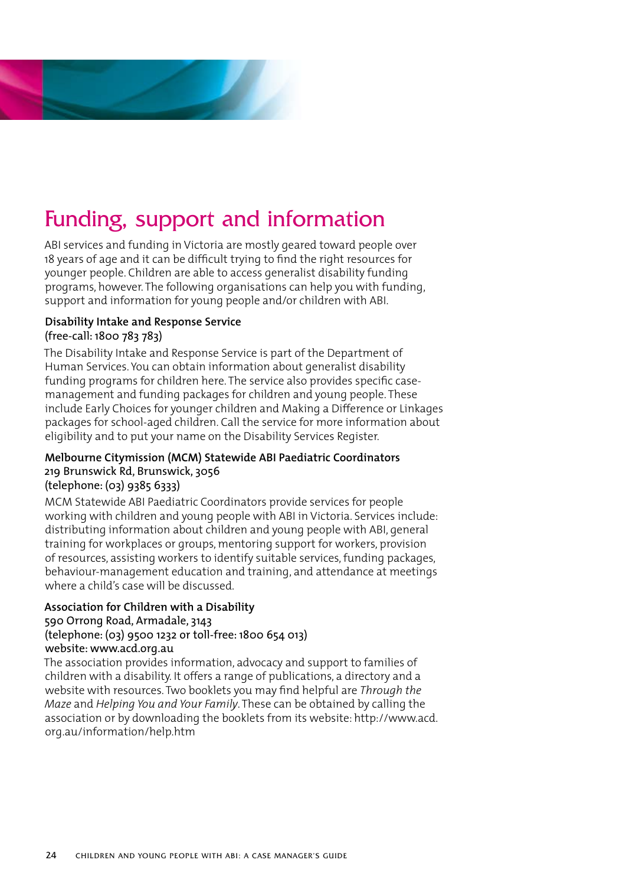# Funding, support and information

ABI services and funding in Victoria are mostly geared toward people over 18 years of age and it can be difficult trying to find the right resources for younger people. Children are able to access generalist disability funding programs, however. The following organisations can help you with funding, support and information for young people and/or children with ABI.

**Disability Intake and Response Service**
(free-call: 1800 783 783)

The Disability Intake and Response Service is part of the Department of Human Services. You can obtain information about generalist disability funding programs for children here. The service also provides specific case-management and funding packages for children and young people. These include Early Choices for younger children and Making a Difference or Linkages packages for school-aged children. Call the service for more information about eligibility and to put your name on the Disability Services Register.

**Melbourne Citymission (MCM) Statewide ABI Paediatric Coordinators**
219 Brunswick Rd, Brunswick, 3056
(telephone: (03) 9385 6333)

MCM Statewide ABI Paediatric Coordinators provide services for people working with children and young people with ABI in Victoria. Services include: distributing information about children and young people with ABI, general training for workplaces or groups, mentoring support for workers, provision of resources, assisting workers to identify suitable services, funding packages, behaviour-management education and training, and attendance at meetings where a child's case will be discussed.

**Association for Children with a Disability**
590 Orrong Road, Armadale, 3143
(telephone: (03) 9500 1232 or toll-free: 1800 654 013)
website: www.acd.org.au

The association provides information, advocacy and support to families of children with a disability. It offers a range of publications, a directory and a website with resources. Two booklets you may find helpful are *Through the Maze* and *Helping You and Your Family*. These can be obtained by calling the association or by downloading the booklets from its website: http://www.acd.org.au/information/help.htm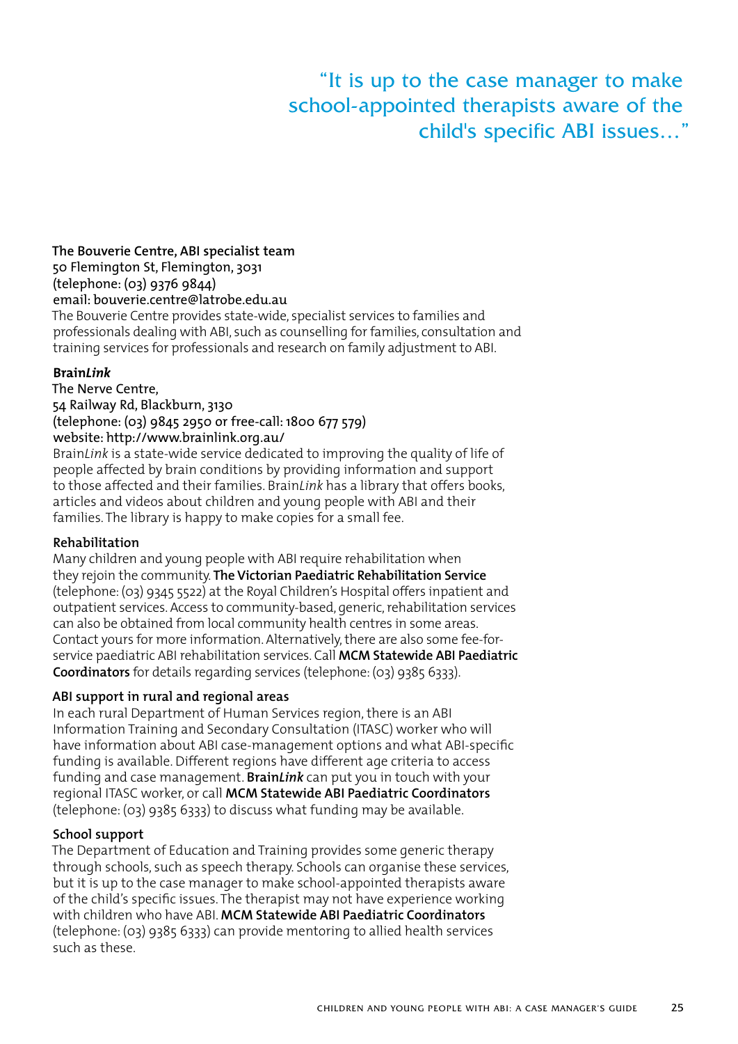> "It is up to the case manager to make school-appointed therapists aware of the child's specific ABI issues…"

**The Bouverie Centre, ABI specialist team**
50 Flemington St, Flemington, 3031
(telephone: (03) 9376 9844)
email: bouverie.centre@latrobe.edu.au
The Bouverie Centre provides state-wide, specialist services to families and professionals dealing with ABI, such as counselling for families, consultation and training services for professionals and research on family adjustment to ABI.

**Brain*Link***
The Nerve Centre,
54 Railway Rd, Blackburn, 3130
(telephone: (03) 9845 2950 or free-call: 1800 677 579)
website: http://www.brainlink.org.au/
Brain*Link* is a state-wide service dedicated to improving the quality of life of people affected by brain conditions by providing information and support to those affected and their families. Brain*Link* has a library that offers books, articles and videos about children and young people with ABI and their families. The library is happy to make copies for a small fee.

**Rehabilitation**
Many children and young people with ABI require rehabilitation when they rejoin the community. **The Victorian Paediatric Rehabilitation Service** (telephone: (03) 9345 5522) at the Royal Children's Hospital offers inpatient and outpatient services. Access to community-based, generic, rehabilitation services can also be obtained from local community health centres in some areas. Contact yours for more information. Alternatively, there are also some fee-for-service paediatric ABI rehabilitation services. Call **MCM Statewide ABI Paediatric Coordinators** for details regarding services (telephone: (03) 9385 6333).

**ABI support in rural and regional areas**
In each rural Department of Human Services region, there is an ABI Information Training and Secondary Consultation (ITASC) worker who will have information about ABI case-management options and what ABI-specific funding is available. Different regions have different age criteria to access funding and case management. **Brain*Link*** can put you in touch with your regional ITASC worker, or call **MCM Statewide ABI Paediatric Coordinators** (telephone: (03) 9385 6333) to discuss what funding may be available.

**School support**
The Department of Education and Training provides some generic therapy through schools, such as speech therapy. Schools can organise these services, but it is up to the case manager to make school-appointed therapists aware of the child's specific issues. The therapist may not have experience working with children who have ABI. **MCM Statewide ABI Paediatric Coordinators** (telephone: (03) 9385 6333) can provide mentoring to allied health services such as these.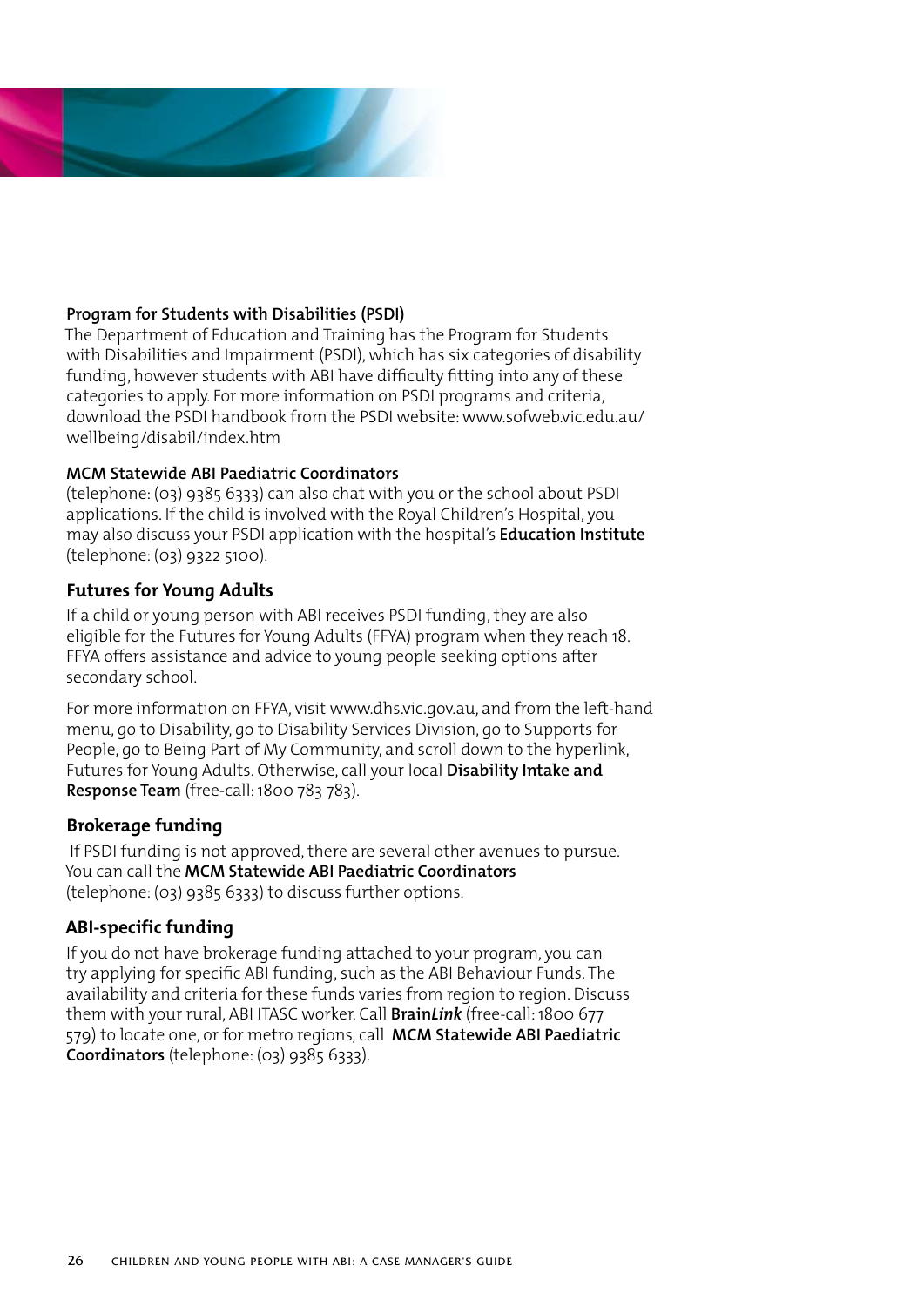**Program for Students with Disabilities (PSDI)**

The Department of Education and Training has the Program for Students with Disabilities and Impairment (PSDI), which has six categories of disability funding, however students with ABI have difficulty fitting into any of these categories to apply. For more information on PSDI programs and criteria, download the PSDI handbook from the PSDI website: www.sofweb.vic.edu.au/wellbeing/disabil/index.htm

**MCM Statewide ABI Paediatric Coordinators**

(telephone: (03) 9385 6333) can also chat with you or the school about PSDI applications. If the child is involved with the Royal Children's Hospital, you may also discuss your PSDI application with the hospital's **Education Institute** (telephone: (03) 9322 5100).

### Futures for Young Adults

If a child or young person with ABI receives PSDI funding, they are also eligible for the Futures for Young Adults (FFYA) program when they reach 18. FFYA offers assistance and advice to young people seeking options after secondary school.

For more information on FFYA, visit www.dhs.vic.gov.au, and from the left-hand menu, go to Disability, go to Disability Services Division, go to Supports for People, go to Being Part of My Community, and scroll down to the hyperlink, Futures for Young Adults. Otherwise, call your local **Disability Intake and Response Team** (free-call: 1800 783 783).

### Brokerage funding

If PSDI funding is not approved, there are several other avenues to pursue. You can call the **MCM Statewide ABI Paediatric Coordinators** (telephone: (03) 9385 6333) to discuss further options.

### ABI-specific funding

If you do not have brokerage funding attached to your program, you can try applying for specific ABI funding, such as the ABI Behaviour Funds. The availability and criteria for these funds varies from region to region. Discuss them with your rural, ABI ITASC worker. Call **Brain*Link*** (free-call: 1800 677 579) to locate one, or for metro regions, call **MCM Statewide ABI Paediatric Coordinators** (telephone: (03) 9385 6333).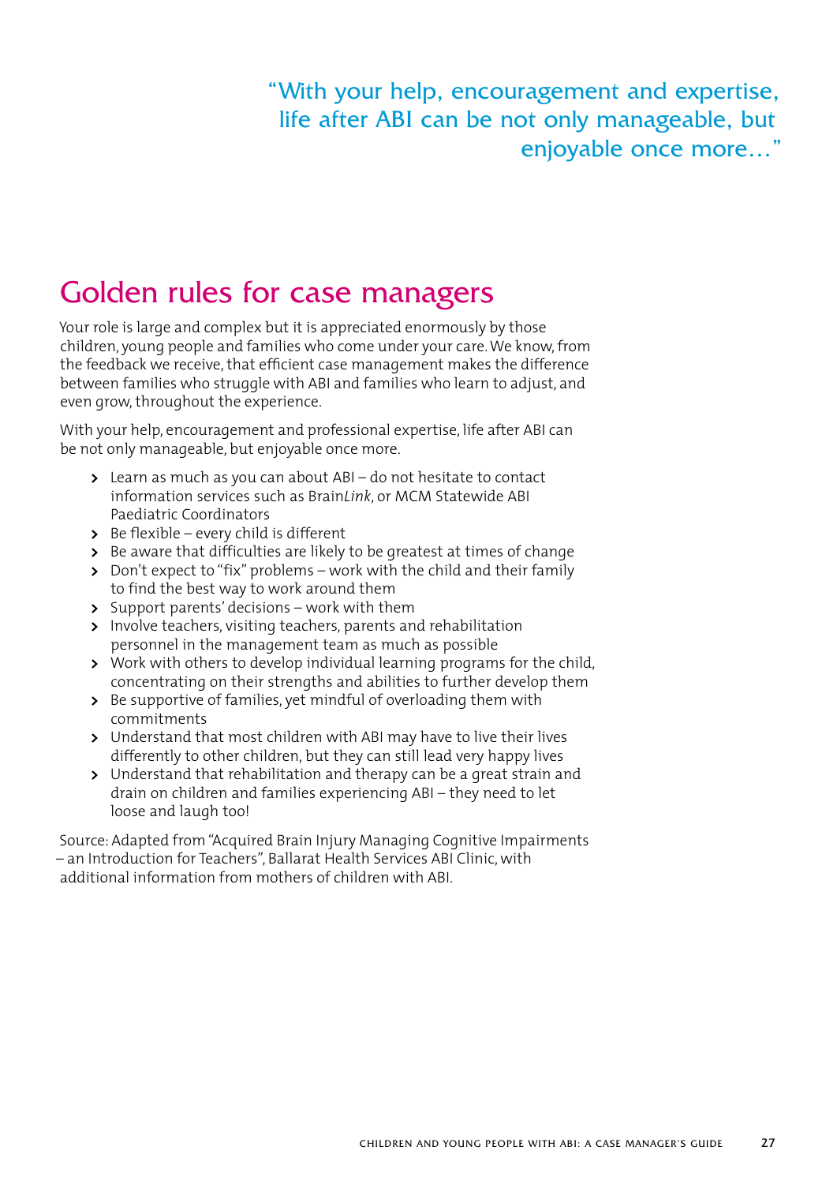"With your help, encouragement and expertise, life after ABI can be not only manageable, but enjoyable once more..."

## Golden rules for case managers

Your role is large and complex but it is appreciated enormously by those children, young people and families who come under your care. We know, from the feedback we receive, that efficient case management makes the difference between families who struggle with ABI and families who learn to adjust, and even grow, throughout the experience.

With your help, encouragement and professional expertise, life after ABI can be not only manageable, but enjoyable once more.

- Learn as much as you can about ABI – do not hesitate to contact information services such as Brain*Link*, or MCM Statewide ABI Paediatric Coordinators
- Be flexible – every child is different
- Be aware that difficulties are likely to be greatest at times of change
- Don't expect to "fix" problems – work with the child and their family to find the best way to work around them
- Support parents' decisions – work with them
- Involve teachers, visiting teachers, parents and rehabilitation personnel in the management team as much as possible
- Work with others to develop individual learning programs for the child, concentrating on their strengths and abilities to further develop them
- Be supportive of families, yet mindful of overloading them with commitments
- Understand that most children with ABI may have to live their lives differently to other children, but they can still lead very happy lives
- Understand that rehabilitation and therapy can be a great strain and drain on children and families experiencing ABI – they need to let loose and laugh too!

Source: Adapted from "Acquired Brain Injury Managing Cognitive Impairments – an Introduction for Teachers", Ballarat Health Services ABI Clinic, with additional information from mothers of children with ABI.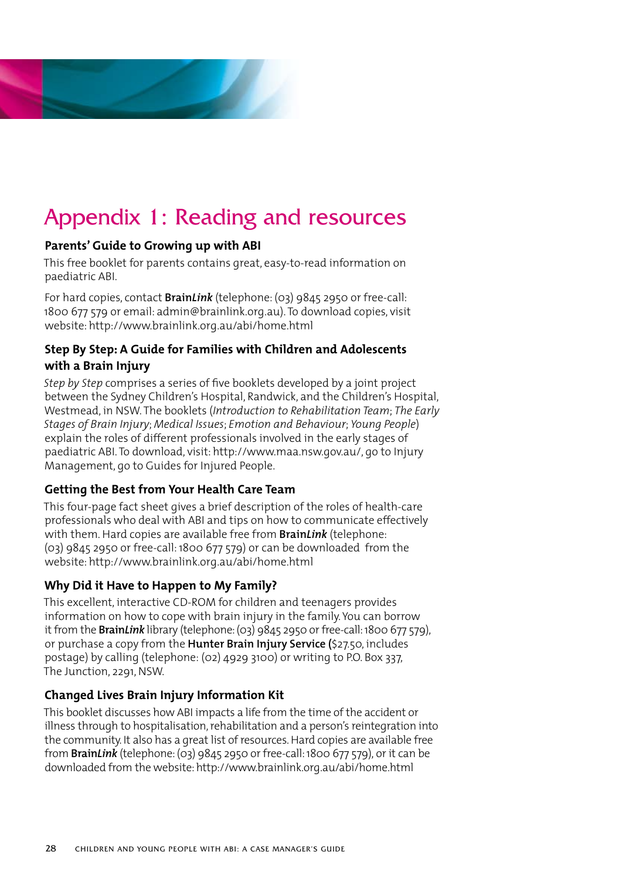# Appendix 1: Reading and resources

### Parents' Guide to Growing up with ABI

This free booklet for parents contains great, easy-to-read information on paediatric ABI.

For hard copies, contact **Brain*Link*** (telephone: (03) 9845 2950 or free-call: 1800 677 579 or email: admin@brainlink.org.au). To download copies, visit website: http://www.brainlink.org.au/abi/home.html

### Step By Step: A Guide for Families with Children and Adolescents with a Brain Injury

*Step by Step* comprises a series of five booklets developed by a joint project between the Sydney Children's Hospital, Randwick, and the Children's Hospital, Westmead, in NSW. The booklets (*Introduction to Rehabilitation Team*; *The Early Stages of Brain Injury*; *Medical Issues*; *Emotion and Behaviour*; *Young People*) explain the roles of different professionals involved in the early stages of paediatric ABI. To download, visit: http://www.maa.nsw.gov.au/, go to Injury Management, go to Guides for Injured People.

### Getting the Best from Your Health Care Team

This four-page fact sheet gives a brief description of the roles of health-care professionals who deal with ABI and tips on how to communicate effectively with them. Hard copies are available free from **Brain*Link*** (telephone: (03) 9845 2950 or free-call: 1800 677 579) or can be downloaded from the website: http://www.brainlink.org.au/abi/home.html

### Why Did it Have to Happen to My Family?

This excellent, interactive CD-ROM for children and teenagers provides information on how to cope with brain injury in the family. You can borrow it from the **Brain*Link*** library (telephone: (03) 9845 2950 or free-call: 1800 677 579), or purchase a copy from the **Hunter Brain Injury Service (**$27.50, includes postage) by calling (telephone: (02) 4929 3100) or writing to P.O. Box 337, The Junction, 2291, NSW.

### Changed Lives Brain Injury Information Kit

This booklet discusses how ABI impacts a life from the time of the accident or illness through to hospitalisation, rehabilitation and a person's reintegration into the community. It also has a great list of resources. Hard copies are available free from **Brain*Link*** (telephone: (03) 9845 2950 or free-call: 1800 677 579), or it can be downloaded from the website: http://www.brainlink.org.au/abi/home.html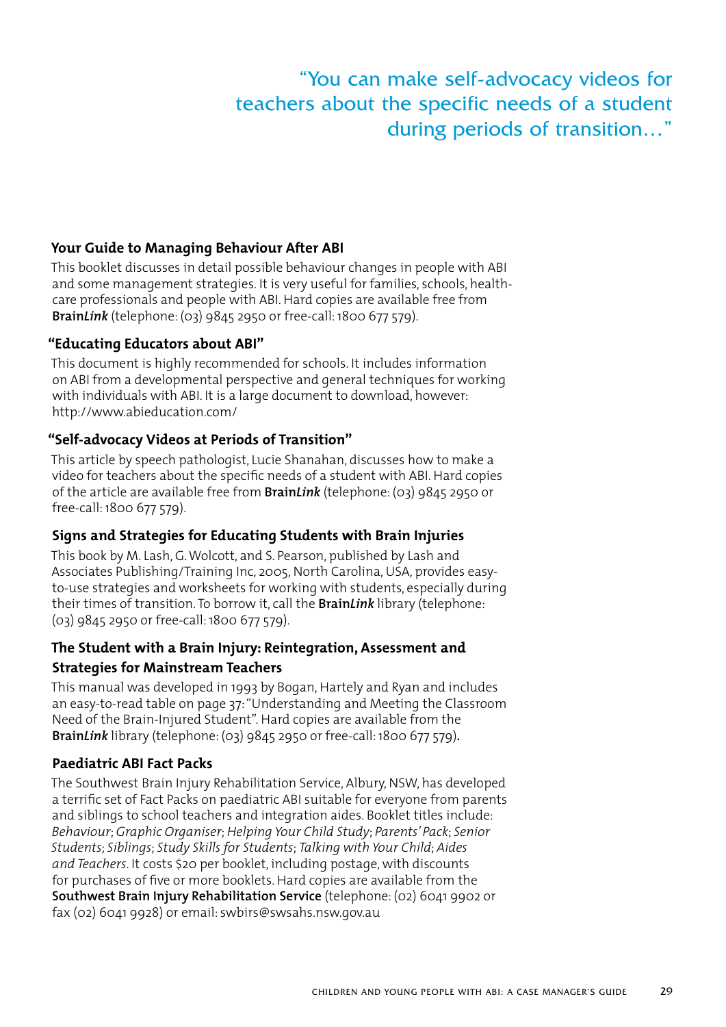> "You can make self-advocacy videos for teachers about the specific needs of a student during periods of transition…"

### Your Guide to Managing Behaviour After ABI

This booklet discusses in detail possible behaviour changes in people with ABI and some management strategies. It is very useful for families, schools, health-care professionals and people with ABI. Hard copies are available free from **Brain*Link*** (telephone: (03) 9845 2950 or free-call: 1800 677 579).

### "Educating Educators about ABI"

This document is highly recommended for schools. It includes information on ABI from a developmental perspective and general techniques for working with individuals with ABI. It is a large document to download, however: http://www.abieducation.com/

### "Self-advocacy Videos at Periods of Transition"

This article by speech pathologist, Lucie Shanahan, discusses how to make a video for teachers about the specific needs of a student with ABI. Hard copies of the article are available free from **Brain*Link*** (telephone: (03) 9845 2950 or free-call: 1800 677 579).

### Signs and Strategies for Educating Students with Brain Injuries

This book by M. Lash, G. Wolcott, and S. Pearson, published by Lash and Associates Publishing/Training Inc, 2005, North Carolina, USA, provides easy-to-use strategies and worksheets for working with students, especially during their times of transition. To borrow it, call the **Brain*Link*** library (telephone: (03) 9845 2950 or free-call: 1800 677 579).

### The Student with a Brain Injury: Reintegration, Assessment and Strategies for Mainstream Teachers

This manual was developed in 1993 by Bogan, Hartely and Ryan and includes an easy-to-read table on page 37: "Understanding and Meeting the Classroom Need of the Brain-Injured Student". Hard copies are available from the **Brain*Link*** library (telephone: (03) 9845 2950 or free-call: 1800 677 579).

### Paediatric ABI Fact Packs

The Southwest Brain Injury Rehabilitation Service, Albury, NSW, has developed a terrific set of Fact Packs on paediatric ABI suitable for everyone from parents and siblings to school teachers and integration aides. Booklet titles include: *Behaviour*; *Graphic Organiser*; *Helping Your Child Study*; *Parents' Pack*; *Senior Students*; *Siblings*; *Study Skills for Students*; *Talking with Your Child*; *Aides and Teachers*. It costs $20 per booklet, including postage, with discounts for purchases of five or more booklets. Hard copies are available from the **Southwest Brain Injury Rehabilitation Service** (telephone: (02) 6041 9902 or fax (02) 6041 9928) or email: swbirs@swsahs.nsw.gov.au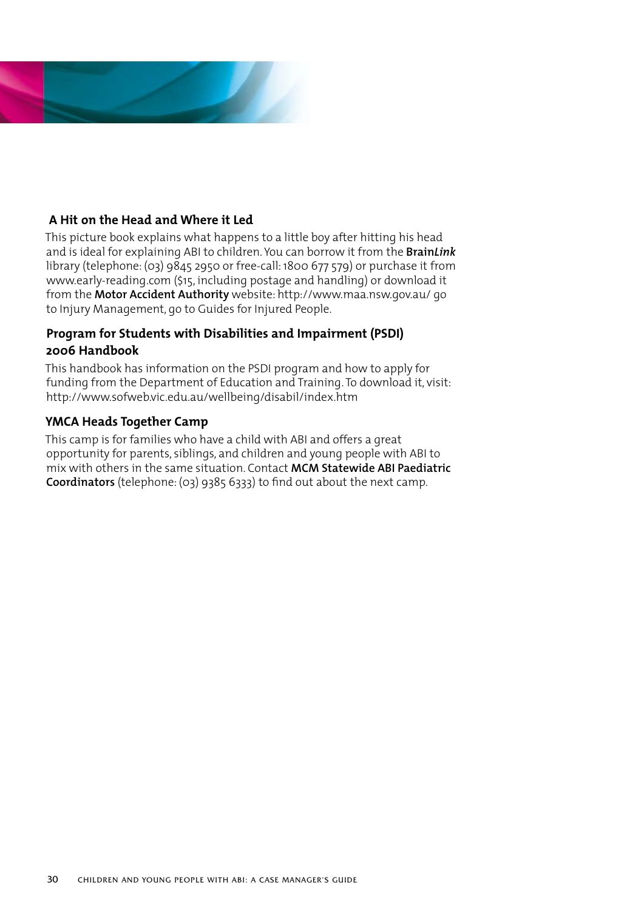### A Hit on the Head and Where it Led

This picture book explains what happens to a little boy after hitting his head and is ideal for explaining ABI to children. You can borrow it from the **Brain*Link*** library (telephone: (03) 9845 2950 or free-call: 1800 677 579) or purchase it from www.early-reading.com ($15, including postage and handling) or download it from the **Motor Accident Authority** website: http://www.maa.nsw.gov.au/ go to Injury Management, go to Guides for Injured People.

### Program for Students with Disabilities and Impairment (PSDI) 2006 Handbook

This handbook has information on the PSDI program and how to apply for funding from the Department of Education and Training. To download it, visit: http://www.sofweb.vic.edu.au/wellbeing/disabil/index.htm

### YMCA Heads Together Camp

This camp is for families who have a child with ABI and offers a great opportunity for parents, siblings, and children and young people with ABI to mix with others in the same situation. Contact **MCM Statewide ABI Paediatric Coordinators** (telephone: (03) 9385 6333) to find out about the next camp.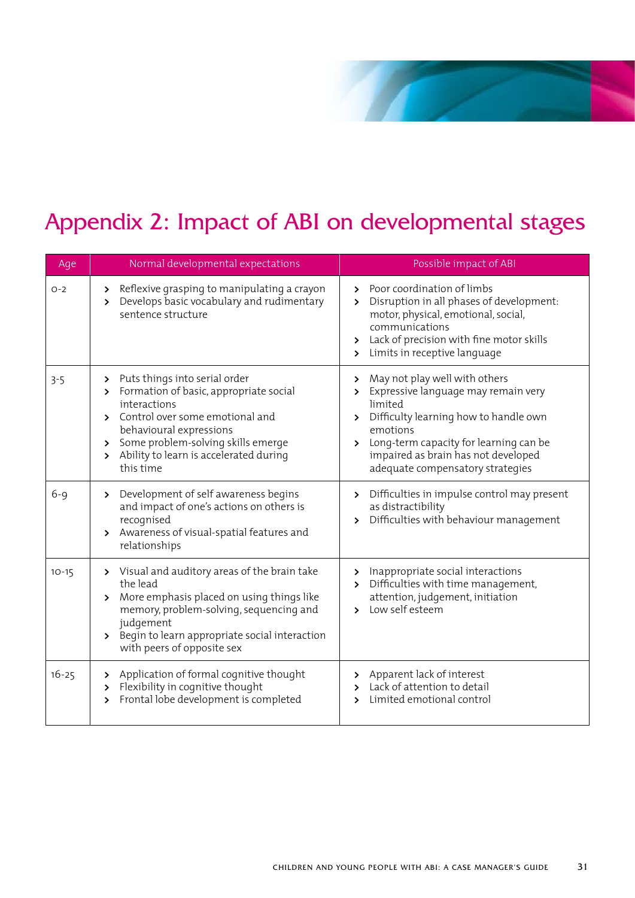# Appendix 2: Impact of ABI on developmental stages

| Age | Normal developmental expectations | Possible impact of ABI |
|---|---|---|
| 0-2 | › Reflexive grasping to manipulating a crayon<br>› Develops basic vocabulary and rudimentary sentence structure | › Poor coordination of limbs<br>› Disruption in all phases of development: motor, physical, emotional, social, communications<br>› Lack of precision with fine motor skills<br>› Limits in receptive language |
| 3-5 | › Puts things into serial order<br>› Formation of basic, appropriate social interactions<br>› Control over some emotional and behavioural expressions<br>› Some problem-solving skills emerge<br>› Ability to learn is accelerated during this time | › May not play well with others<br>› Expressive language may remain very limited<br>› Difficulty learning how to handle own emotions<br>› Long-term capacity for learning can be impaired as brain has not developed adequate compensatory strategies |
| 6-9 | › Development of self awareness begins and impact of one's actions on others is recognised<br>› Awareness of visual-spatial features and relationships | › Difficulties in impulse control may present as distractibility<br>› Difficulties with behaviour management |
| 10-15 | › Visual and auditory areas of the brain take the lead<br>› More emphasis placed on using things like memory, problem-solving, sequencing and judgement<br>› Begin to learn appropriate social interaction with peers of opposite sex | › Inappropriate social interactions<br>› Difficulties with time management, attention, judgement, initiation<br>› Low self esteem |
| 16-25 | › Application of formal cognitive thought<br>› Flexibility in cognitive thought<br>› Frontal lobe development is completed | › Apparent lack of interest<br>› Lack of attention to detail<br>› Limited emotional control |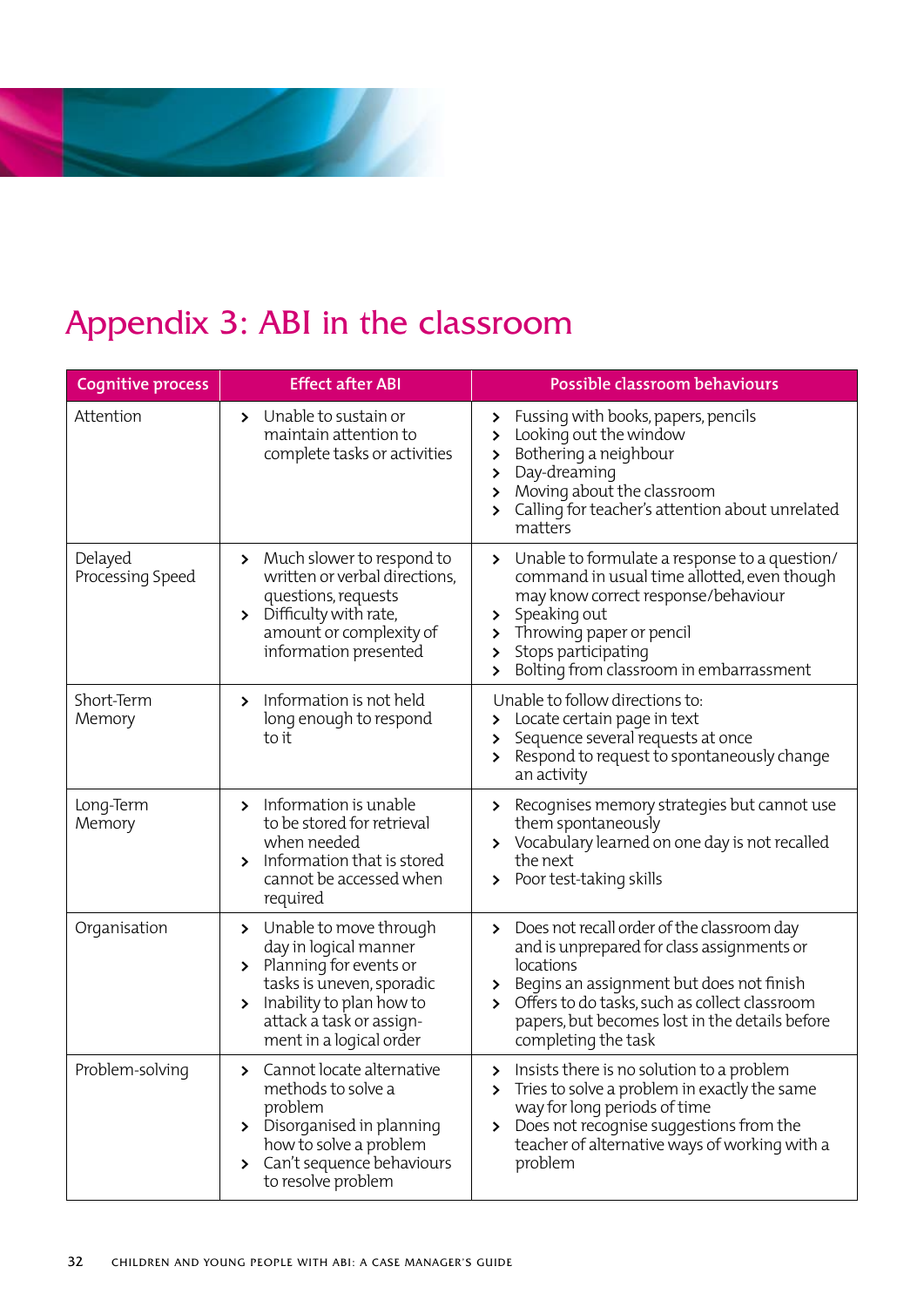# Appendix 3: ABI in the classroom

| Cognitive process | Effect after ABI | Possible classroom behaviours |
|---|---|---|
| Attention | › Unable to sustain or maintain attention to complete tasks or activities | › Fussing with books, papers, pencils<br>› Looking out the window<br>› Bothering a neighbour<br>› Day-dreaming<br>› Moving about the classroom<br>› Calling for teacher's attention about unrelated matters |
| Delayed Processing Speed | › Much slower to respond to written or verbal directions, questions, requests<br>› Difficulty with rate, amount or complexity of information presented | › Unable to formulate a response to a question/ command in usual time allotted, even though may know correct response/behaviour<br>› Speaking out<br>› Throwing paper or pencil<br>› Stops participating<br>› Bolting from classroom in embarrassment |
| Short-Term Memory | › Information is not held long enough to respond to it | Unable to follow directions to:<br>› Locate certain page in text<br>› Sequence several requests at once<br>› Respond to request to spontaneously change an activity |
| Long-Term Memory | › Information is unable to be stored for retrieval when needed<br>› Information that is stored cannot be accessed when required | › Recognises memory strategies but cannot use them spontaneously<br>› Vocabulary learned on one day is not recalled the next<br>› Poor test-taking skills |
| Organisation | › Unable to move through day in logical manner<br>› Planning for events or tasks is uneven, sporadic<br>› Inability to plan how to attack a task or assignment in a logical order | › Does not recall order of the classroom day and is unprepared for class assignments or locations<br>› Begins an assignment but does not finish<br>› Offers to do tasks, such as collect classroom papers, but becomes lost in the details before completing the task |
| Problem-solving | › Cannot locate alternative methods to solve a problem<br>› Disorganised in planning how to solve a problem<br>› Can't sequence behaviours to resolve problem | › Insists there is no solution to a problem<br>› Tries to solve a problem in exactly the same way for long periods of time<br>› Does not recognise suggestions from the teacher of alternative ways of working with a problem |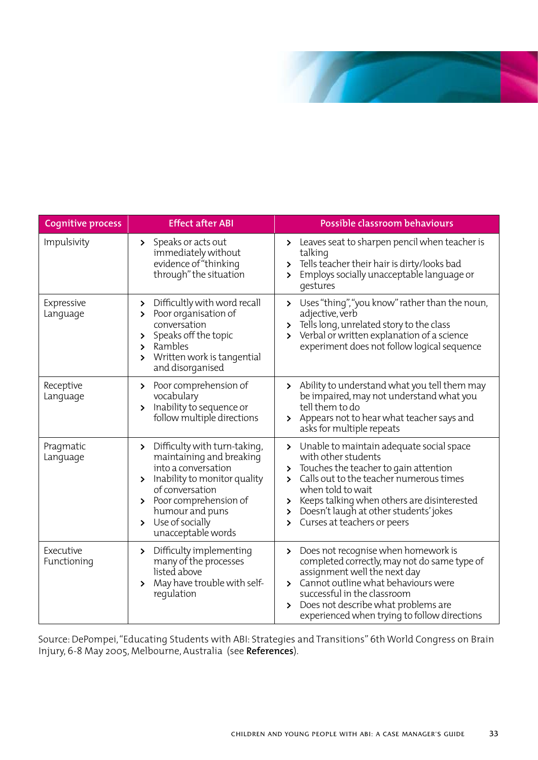| Cognitive process | Effect after ABI | Possible classroom behaviours |
|---|---|---|
| Impulsivity | › Speaks or acts out immediately without evidence of "thinking through" the situation | › Leaves seat to sharpen pencil when teacher is talking<br>› Tells teacher their hair is dirty/looks bad<br>› Employs socially unacceptable language or gestures |
| Expressive Language | › Difficultly with word recall<br>› Poor organisation of conversation<br>› Speaks off the topic<br>› Rambles<br>› Written work is tangential and disorganised | › Uses "thing", "you know" rather than the noun, adjective, verb<br>› Tells long, unrelated story to the class<br>› Verbal or written explanation of a science experiment does not follow logical sequence |
| Receptive Language | › Poor comprehension of vocabulary<br>› Inability to sequence or follow multiple directions | › Ability to understand what you tell them may be impaired, may not understand what you tell them to do<br>› Appears not to hear what teacher says and asks for multiple repeats |
| Pragmatic Language | › Difficulty with turn-taking, maintaining and breaking into a conversation<br>› Inability to monitor quality of conversation<br>› Poor comprehension of humour and puns<br>› Use of socially unacceptable words | › Unable to maintain adequate social space with other students<br>› Touches the teacher to gain attention<br>› Calls out to the teacher numerous times when told to wait<br>› Keeps talking when others are disinterested<br>› Doesn't laugh at other students' jokes<br>› Curses at teachers or peers |
| Executive Functioning | › Difficulty implementing many of the processes listed above<br>› May have trouble with self-regulation | › Does not recognise when homework is completed correctly, may not do same type of assignment well the next day<br>› Cannot outline what behaviours were successful in the classroom<br>› Does not describe what problems are experienced when trying to follow directions |

Source: DePompei, "Educating Students with ABI: Strategies and Transitions" 6th World Congress on Brain Injury, 6-8 May 2005, Melbourne, Australia (see **References**).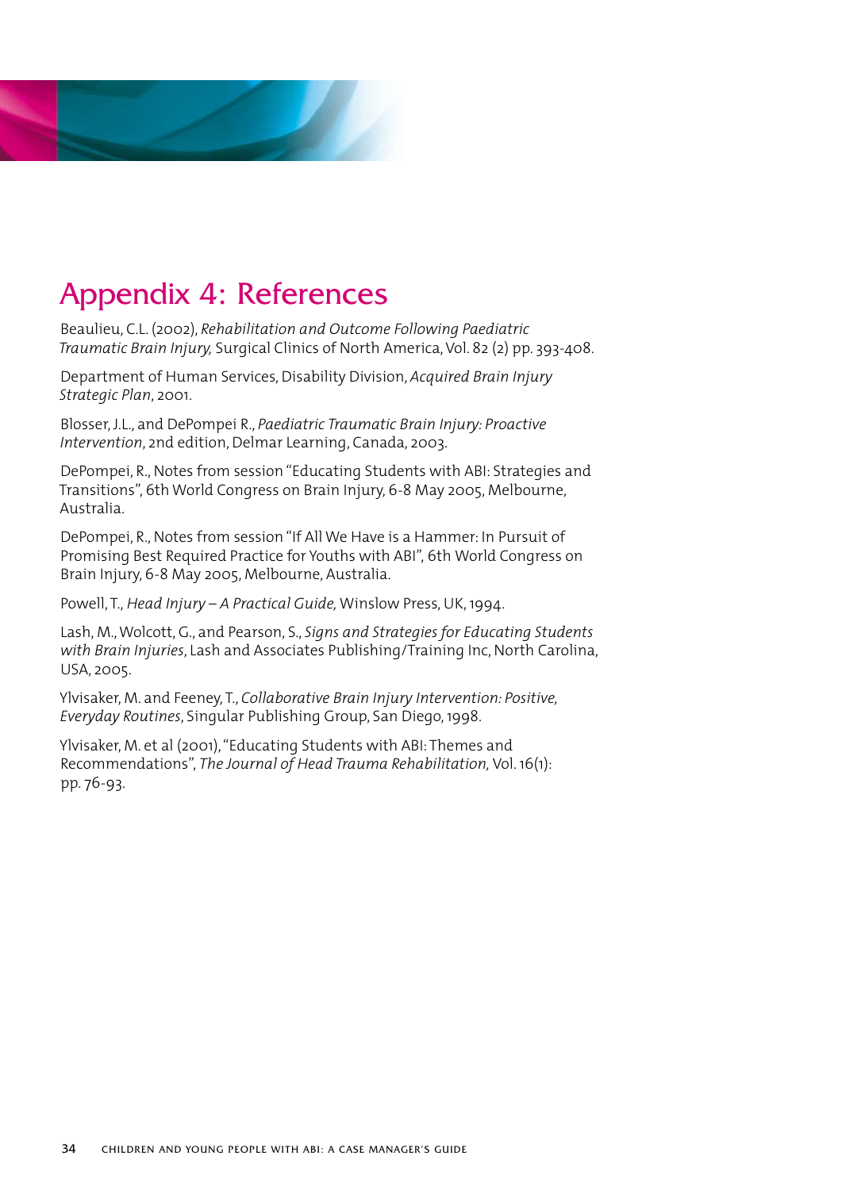# Appendix 4: References

Beaulieu, C.L. (2002), *Rehabilitation and Outcome Following Paediatric Traumatic Brain Injury,* Surgical Clinics of North America, Vol. 82 (2) pp. 393-408.

Department of Human Services, Disability Division, *Acquired Brain Injury Strategic Plan*, 2001.

Blosser, J.L., and DePompei R., *Paediatric Traumatic Brain Injury: Proactive Intervention*, 2nd edition, Delmar Learning, Canada, 2003.

DePompei, R., Notes from session "Educating Students with ABI: Strategies and Transitions", 6th World Congress on Brain Injury, 6-8 May 2005, Melbourne, Australia.

DePompei, R., Notes from session "If All We Have is a Hammer: In Pursuit of Promising Best Required Practice for Youths with ABI", 6th World Congress on Brain Injury, 6-8 May 2005, Melbourne, Australia.

Powell, T., *Head Injury – A Practical Guide,* Winslow Press, UK, 1994.

Lash, M., Wolcott, G., and Pearson, S., *Signs and Strategies for Educating Students with Brain Injuries*, Lash and Associates Publishing/Training Inc, North Carolina, USA, 2005.

Ylvisaker, M. and Feeney, T., *Collaborative Brain Injury Intervention: Positive, Everyday Routines*, Singular Publishing Group, San Diego, 1998.

Ylvisaker, M. et al (2001), "Educating Students with ABI: Themes and Recommendations", *The Journal of Head Trauma Rehabilitation,* Vol. 16(1): pp. 76-93.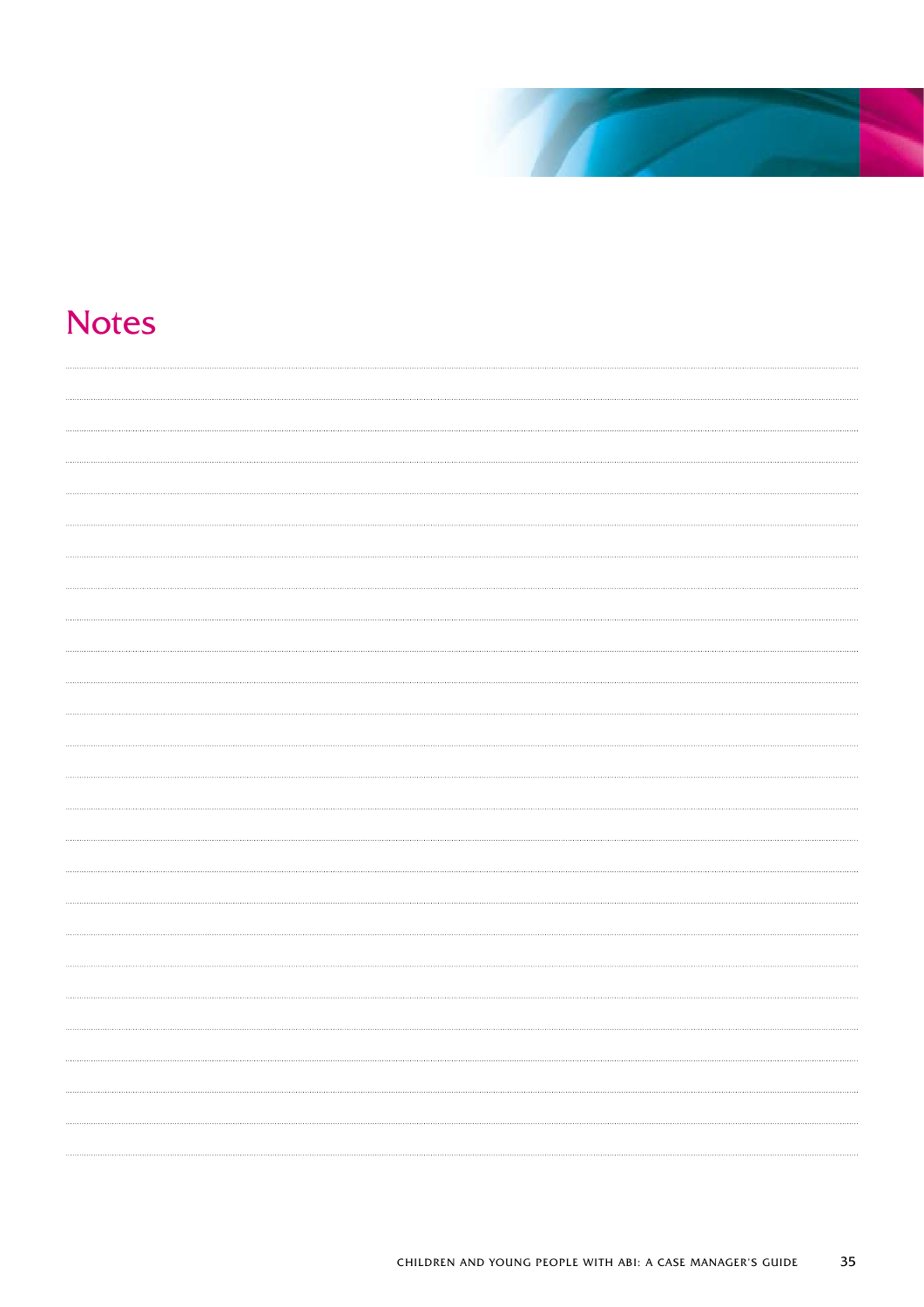# Notes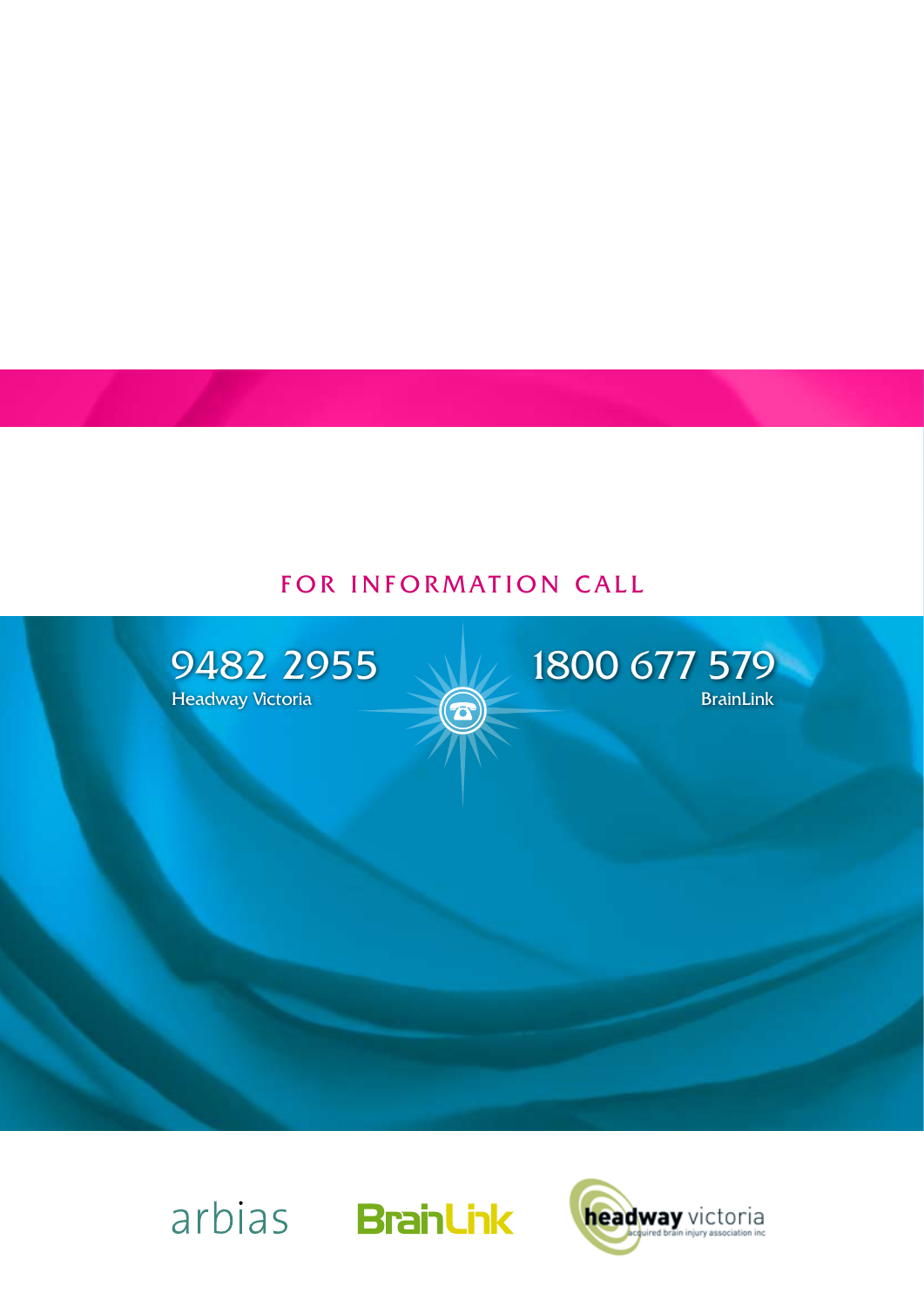FOR INFORMATION CALL

9482 2955
Headway Victoria

1800 677 579
BrainLink

arbias

BrainLink

headway victoria
acquired brain injury association inc